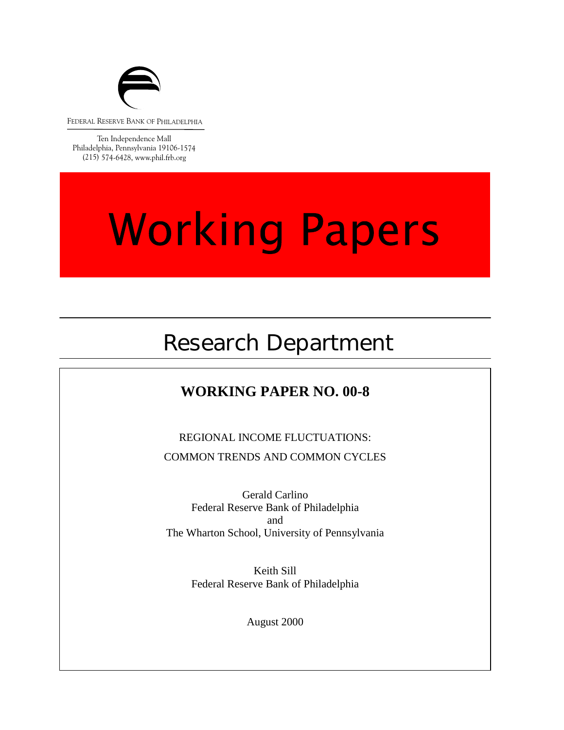FEDERAL RESERVE BANK OF PHILADELPHIA

Ten Independence Mall
Philadelphia, Pennsylvania 19106-1574
(215) 574-6428, www.phil.frb.org

# Working Papers

## Research Department

### WORKING PAPER NO. 00-8

REGIONAL INCOME FLUCTUATIONS:

COMMON TRENDS AND COMMON CYCLES

Gerald Carlino
Federal Reserve Bank of Philadelphia
and
The Wharton School, University of Pennsylvania

Keith Sill
Federal Reserve Bank of Philadelphia

August 2000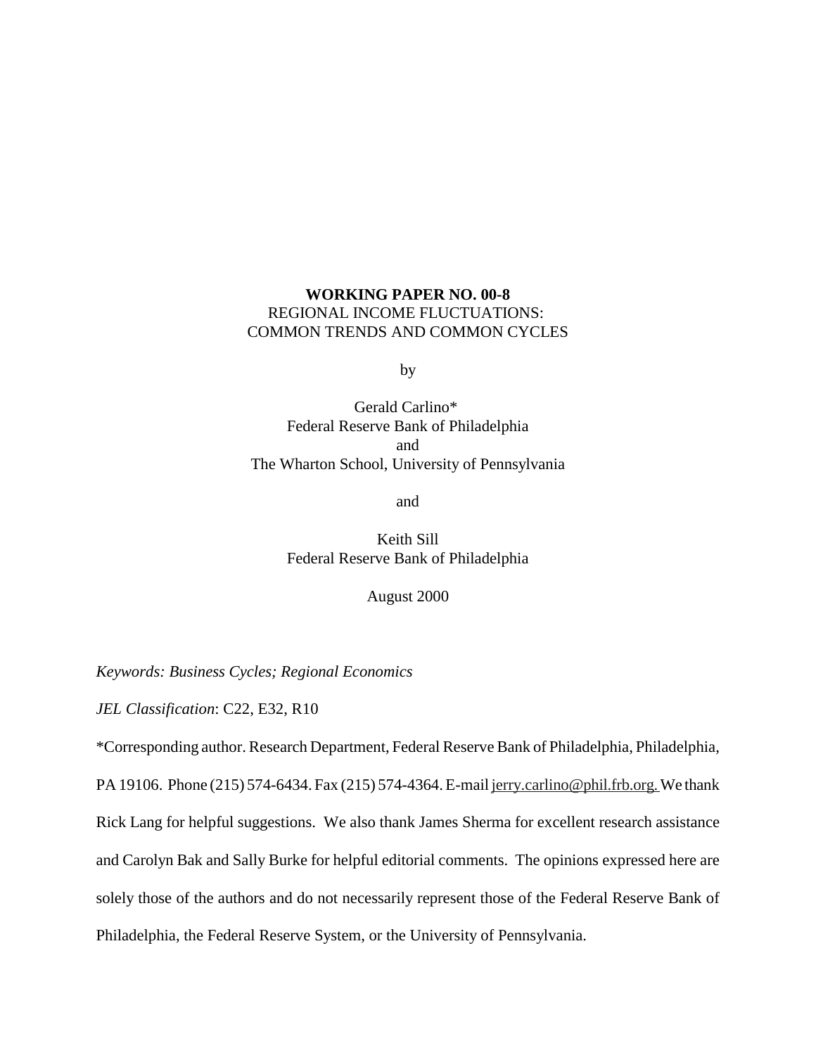**WORKING PAPER NO. 00-8**

REGIONAL INCOME FLUCTUATIONS:
COMMON TRENDS AND COMMON CYCLES

by

Gerald Carlino*
Federal Reserve Bank of Philadelphia
and
The Wharton School, University of Pennsylvania

and

Keith Sill
Federal Reserve Bank of Philadelphia

August 2000

*Keywords: Business Cycles; Regional Economics*

*JEL Classification*: C22, E32, R10

*Corresponding author. Research Department, Federal Reserve Bank of Philadelphia, Philadelphia, PA 19106. Phone (215) 574-6434. Fax (215) 574-4364. E-mail jerry.carlino@phil.frb.org. We thank Rick Lang for helpful suggestions. We also thank James Sherma for excellent research assistance and Carolyn Bak and Sally Burke for helpful editorial comments. The opinions expressed here are solely those of the authors and do not necessarily represent those of the Federal Reserve Bank of Philadelphia, the Federal Reserve System, or the University of Pennsylvania.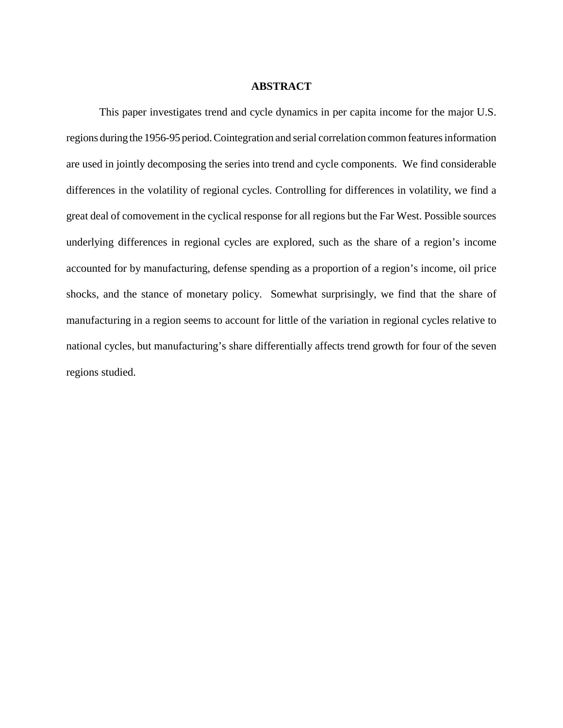## ABSTRACT

This paper investigates trend and cycle dynamics in per capita income for the major U.S. regions during the 1956-95 period. Cointegration and serial correlation common features information are used in jointly decomposing the series into trend and cycle components. We find considerable differences in the volatility of regional cycles. Controlling for differences in volatility, we find a great deal of comovement in the cyclical response for all regions but the Far West. Possible sources underlying differences in regional cycles are explored, such as the share of a region's income accounted for by manufacturing, defense spending as a proportion of a region's income, oil price shocks, and the stance of monetary policy. Somewhat surprisingly, we find that the share of manufacturing in a region seems to account for little of the variation in regional cycles relative to national cycles, but manufacturing's share differentially affects trend growth for four of the seven regions studied.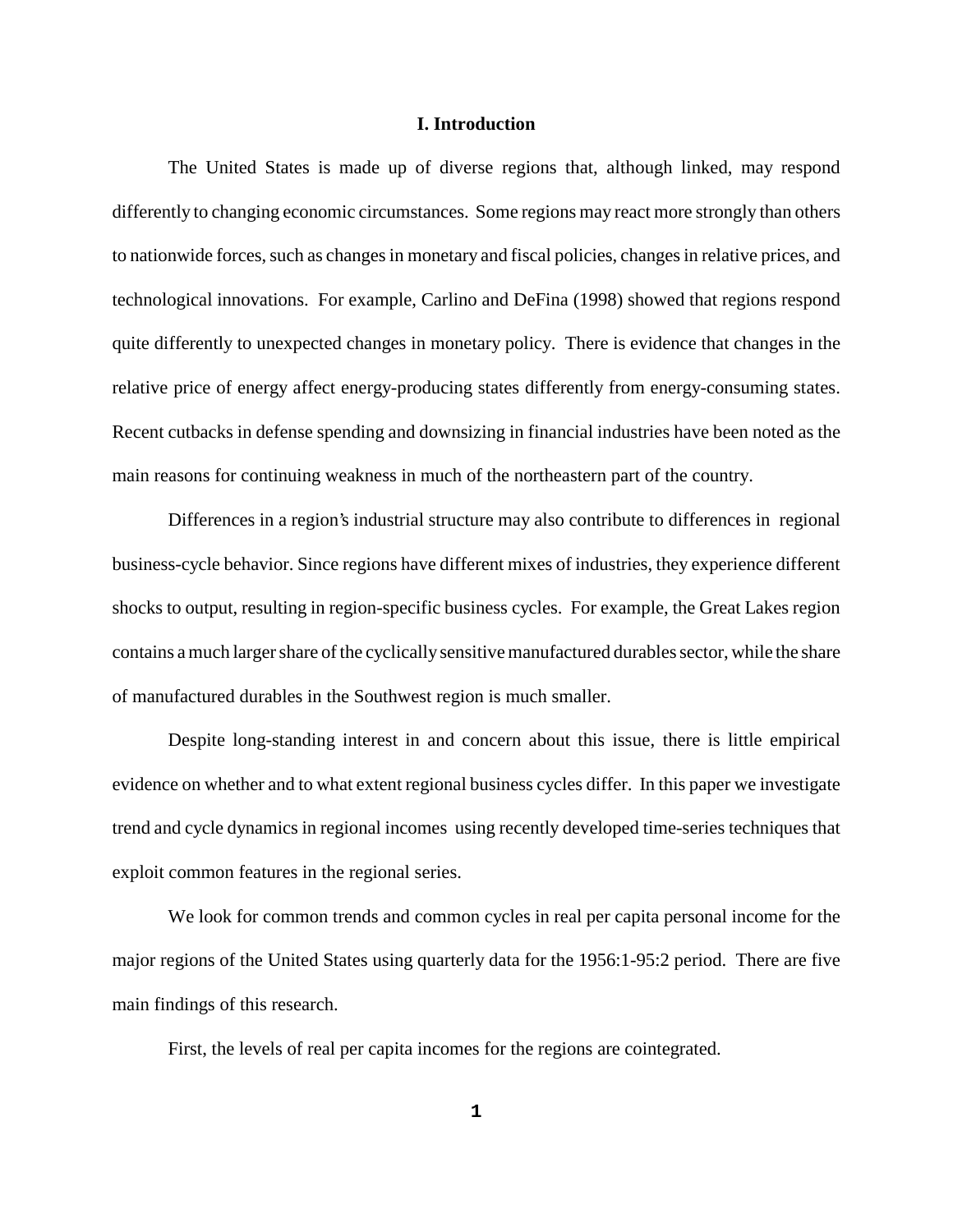## I. Introduction

The United States is made up of diverse regions that, although linked, may respond differently to changing economic circumstances. Some regions may react more strongly than others to nationwide forces, such as changes in monetary and fiscal policies, changes in relative prices, and technological innovations. For example, Carlino and DeFina (1998) showed that regions respond quite differently to unexpected changes in monetary policy. There is evidence that changes in the relative price of energy affect energy-producing states differently from energy-consuming states. Recent cutbacks in defense spending and downsizing in financial industries have been noted as the main reasons for continuing weakness in much of the northeastern part of the country.

Differences in a region's industrial structure may also contribute to differences in regional business-cycle behavior. Since regions have different mixes of industries, they experience different shocks to output, resulting in region-specific business cycles. For example, the Great Lakes region contains a much larger share of the cyclically sensitive manufactured durables sector, while the share of manufactured durables in the Southwest region is much smaller.

Despite long-standing interest in and concern about this issue, there is little empirical evidence on whether and to what extent regional business cycles differ. In this paper we investigate trend and cycle dynamics in regional incomes using recently developed time-series techniques that exploit common features in the regional series.

We look for common trends and common cycles in real per capita personal income for the major regions of the United States using quarterly data for the 1956:1-95:2 period. There are five main findings of this research.

First, the levels of real per capita incomes for the regions are cointegrated.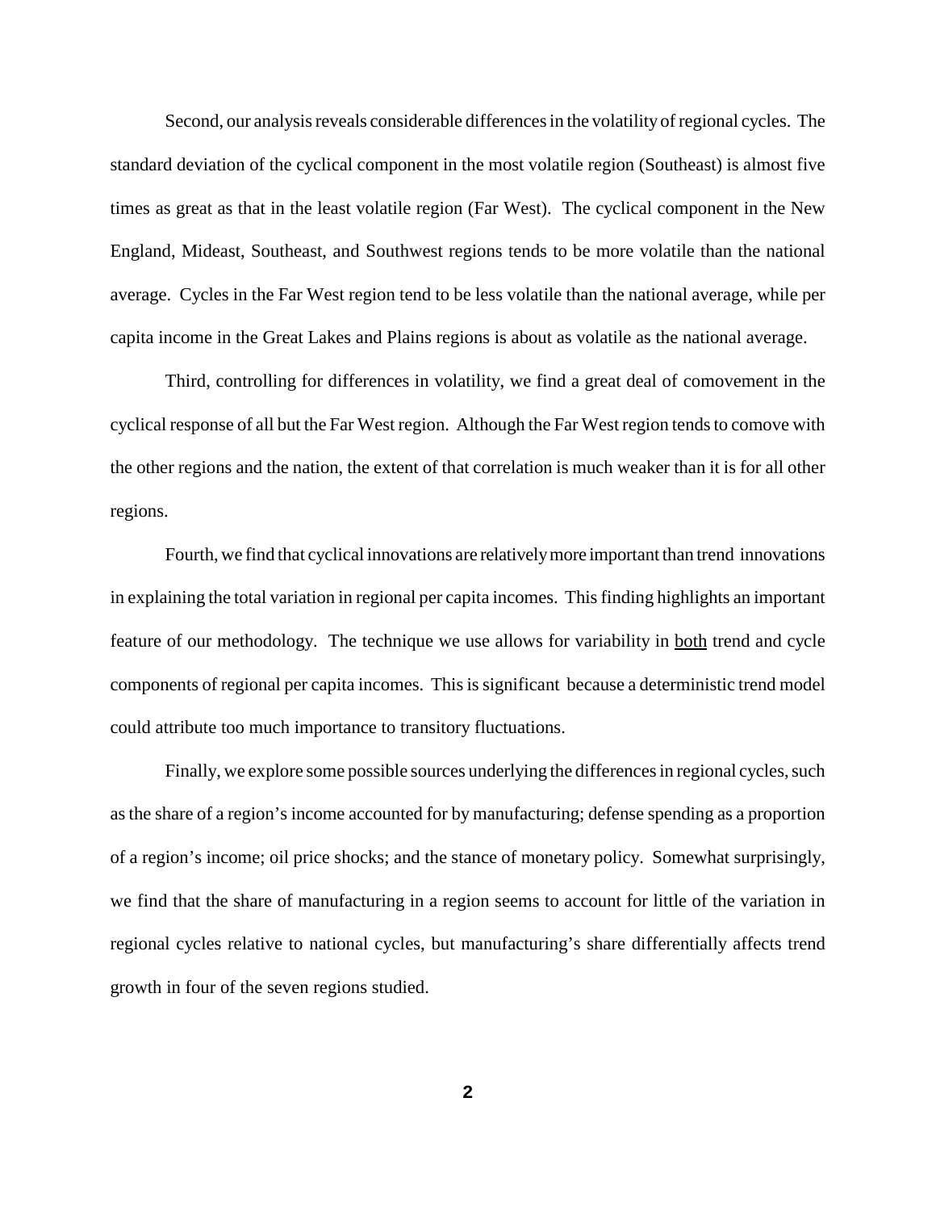Second, our analysis reveals considerable differences in the volatility of regional cycles. The standard deviation of the cyclical component in the most volatile region (Southeast) is almost five times as great as that in the least volatile region (Far West). The cyclical component in the New England, Mideast, Southeast, and Southwest regions tends to be more volatile than the national average. Cycles in the Far West region tend to be less volatile than the national average, while per capita income in the Great Lakes and Plains regions is about as volatile as the national average.

Third, controlling for differences in volatility, we find a great deal of comovement in the cyclical response of all but the Far West region. Although the Far West region tends to comove with the other regions and the nation, the extent of that correlation is much weaker than it is for all other regions.

Fourth, we find that cyclical innovations are relatively more important than trend innovations in explaining the total variation in regional per capita incomes. This finding highlights an important feature of our methodology. The technique we use allows for variability in <u>both</u> trend and cycle components of regional per capita incomes. This is significant because a deterministic trend model could attribute too much importance to transitory fluctuations.

Finally, we explore some possible sources underlying the differences in regional cycles, such as the share of a region's income accounted for by manufacturing; defense spending as a proportion of a region's income; oil price shocks; and the stance of monetary policy. Somewhat surprisingly, we find that the share of manufacturing in a region seems to account for little of the variation in regional cycles relative to national cycles, but manufacturing's share differentially affects trend growth in four of the seven regions studied.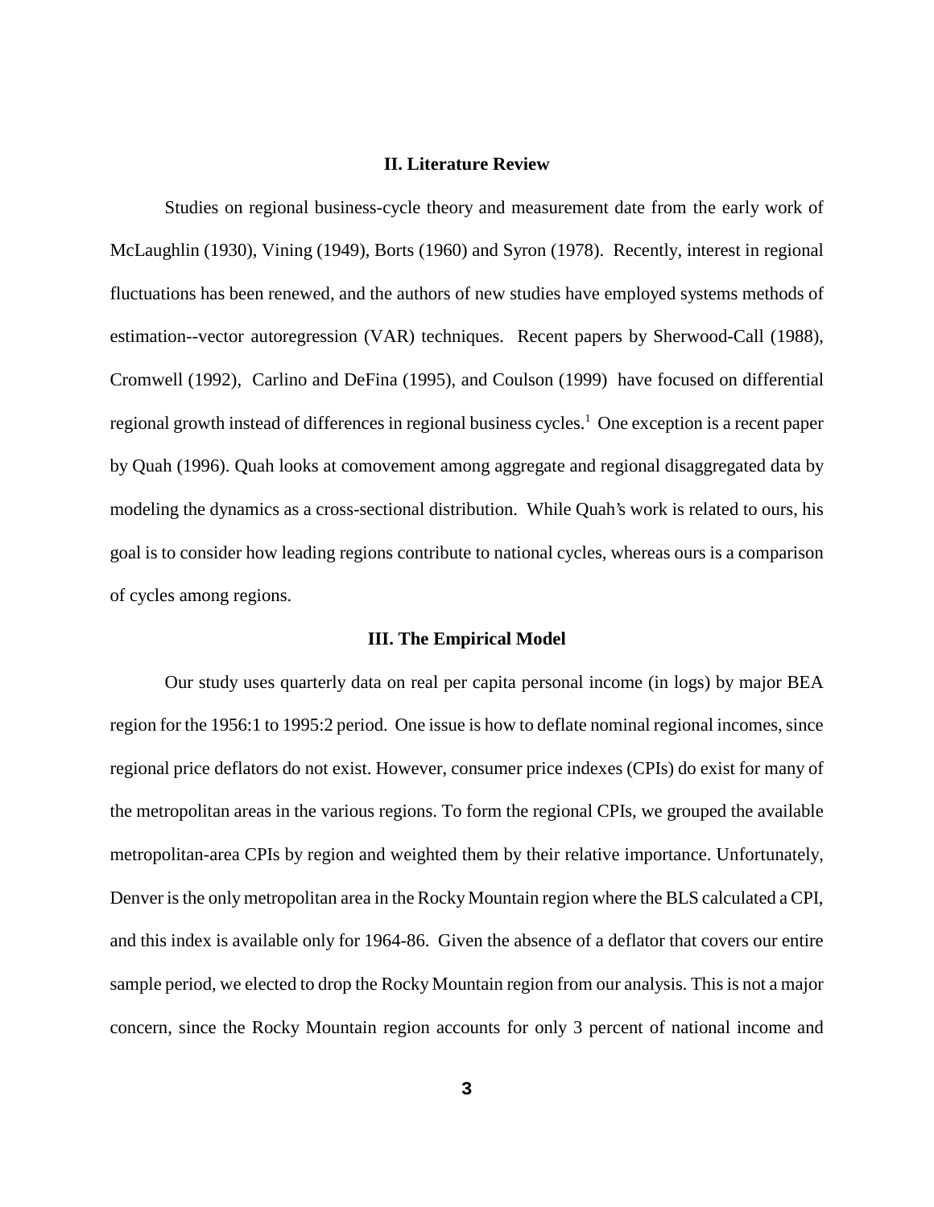## II. Literature Review

Studies on regional business-cycle theory and measurement date from the early work of McLaughlin (1930), Vining (1949), Borts (1960) and Syron (1978). Recently, interest in regional fluctuations has been renewed, and the authors of new studies have employed systems methods of estimation--vector autoregression (VAR) techniques. Recent papers by Sherwood-Call (1988), Cromwell (1992), Carlino and DeFina (1995), and Coulson (1999) have focused on differential regional growth instead of differences in regional business cycles.[1] One exception is a recent paper by Quah (1996). Quah looks at comovement among aggregate and regional disaggregated data by modeling the dynamics as a cross-sectional distribution. While Quah's work is related to ours, his goal is to consider how leading regions contribute to national cycles, whereas ours is a comparison of cycles among regions.

## III. The Empirical Model

Our study uses quarterly data on real per capita personal income (in logs) by major BEA region for the 1956:1 to 1995:2 period. One issue is how to deflate nominal regional incomes, since regional price deflators do not exist. However, consumer price indexes (CPIs) do exist for many of the metropolitan areas in the various regions. To form the regional CPIs, we grouped the available metropolitan-area CPIs by region and weighted them by their relative importance. Unfortunately, Denver is the only metropolitan area in the Rocky Mountain region where the BLS calculated a CPI, and this index is available only for 1964-86. Given the absence of a deflator that covers our entire sample period, we elected to drop the Rocky Mountain region from our analysis. This is not a major concern, since the Rocky Mountain region accounts for only 3 percent of national income and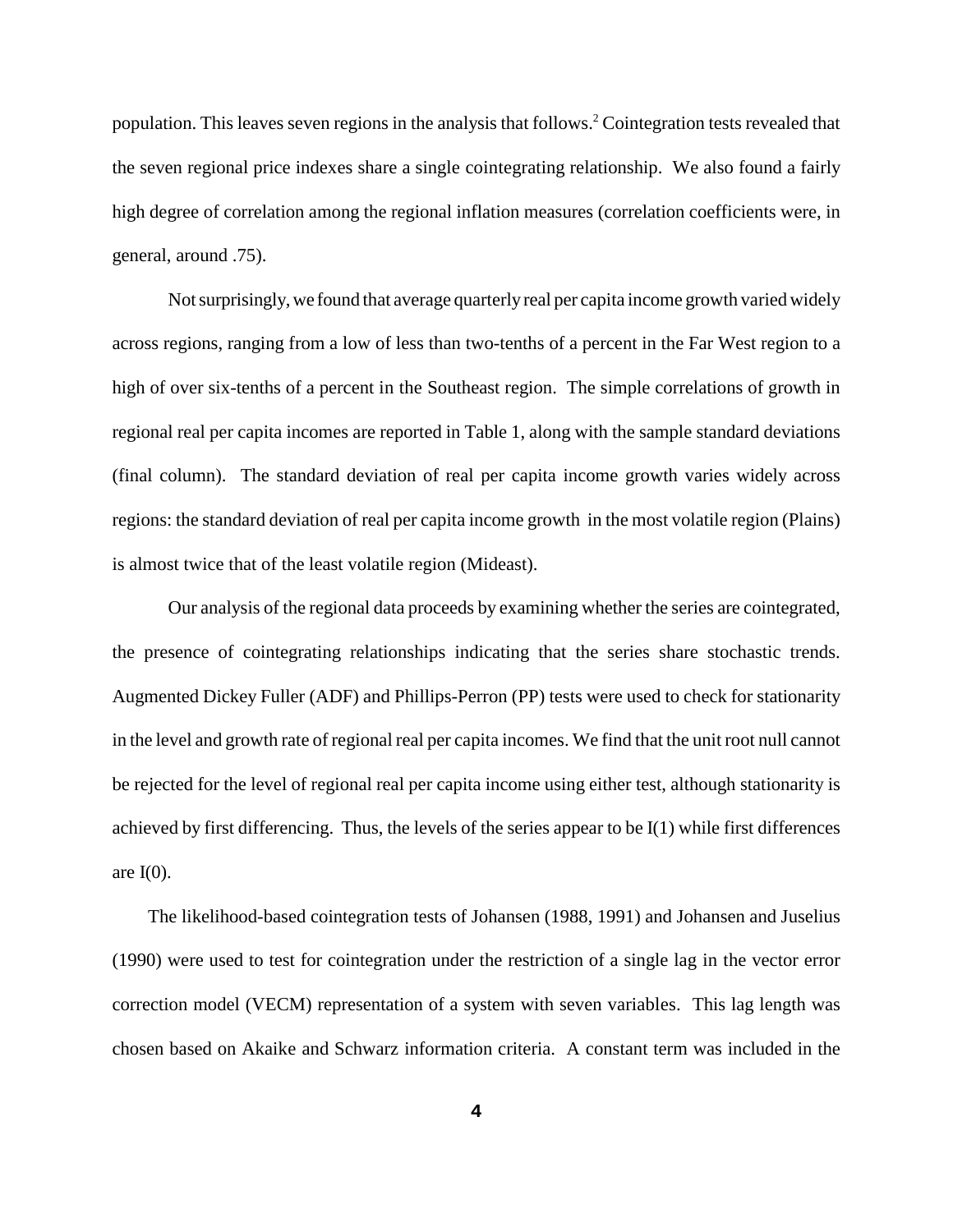population. This leaves seven regions in the analysis that follows.[2] Cointegration tests revealed that the seven regional price indexes share a single cointegrating relationship. We also found a fairly high degree of correlation among the regional inflation measures (correlation coefficients were, in general, around .75).

Not surprisingly, we found that average quarterly real per capita income growth varied widely across regions, ranging from a low of less than two-tenths of a percent in the Far West region to a high of over six-tenths of a percent in the Southeast region. The simple correlations of growth in regional real per capita incomes are reported in Table 1, along with the sample standard deviations (final column). The standard deviation of real per capita income growth varies widely across regions: the standard deviation of real per capita income growth in the most volatile region (Plains) is almost twice that of the least volatile region (Mideast).

Our analysis of the regional data proceeds by examining whether the series are cointegrated, the presence of cointegrating relationships indicating that the series share stochastic trends. Augmented Dickey Fuller (ADF) and Phillips-Perron (PP) tests were used to check for stationarity in the level and growth rate of regional real per capita incomes. We find that the unit root null cannot be rejected for the level of regional real per capita income using either test, although stationarity is achieved by first differencing. Thus, the levels of the series appear to be I(1) while first differences are I(0).

The likelihood-based cointegration tests of Johansen (1988, 1991) and Johansen and Juselius (1990) were used to test for cointegration under the restriction of a single lag in the vector error correction model (VECM) representation of a system with seven variables. This lag length was chosen based on Akaike and Schwarz information criteria. A constant term was included in the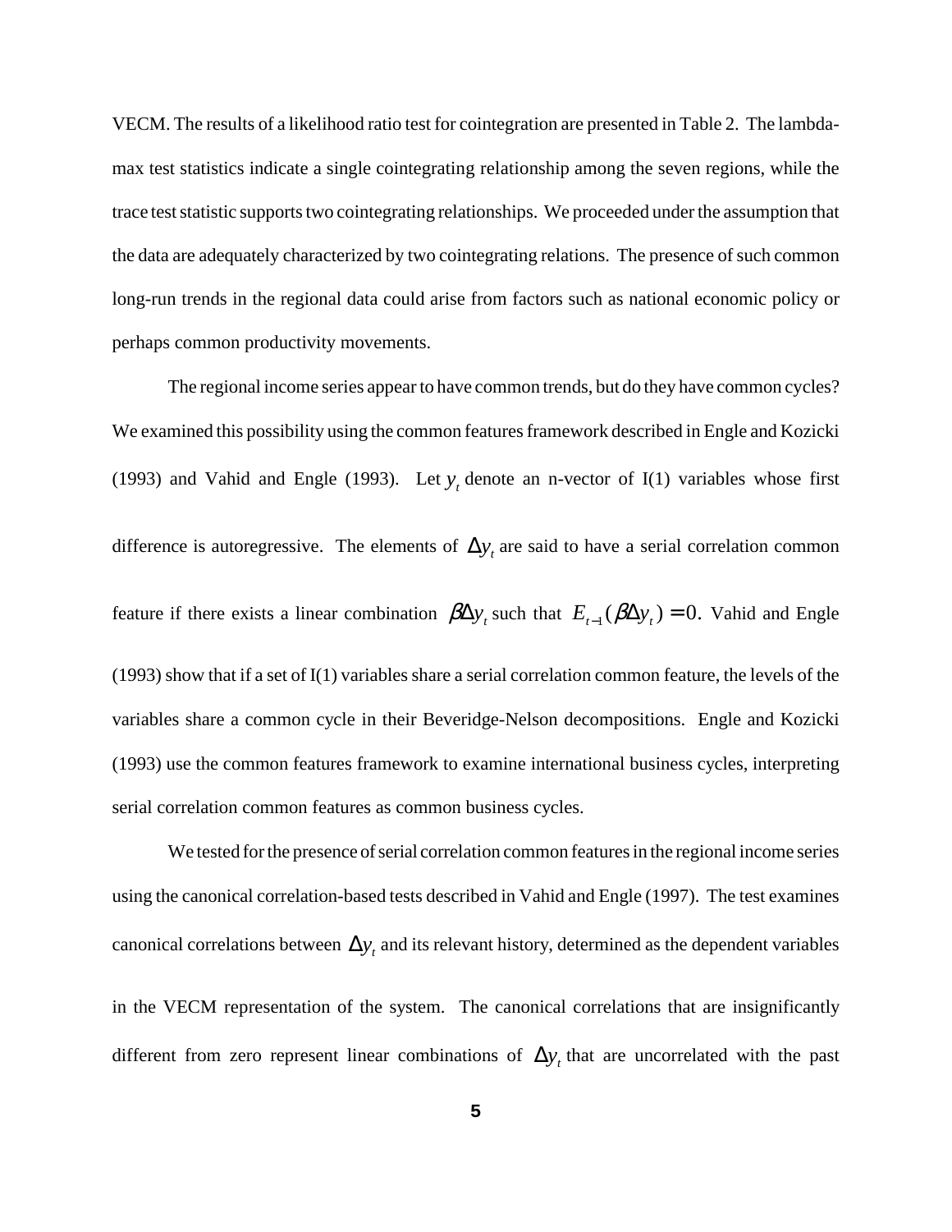VECM. The results of a likelihood ratio test for cointegration are presented in Table 2. The lambda-max test statistics indicate a single cointegrating relationship among the seven regions, while the trace test statistic supports two cointegrating relationships. We proceeded under the assumption that the data are adequately characterized by two cointegrating relations. The presence of such common long-run trends in the regional data could arise from factors such as national economic policy or perhaps common productivity movements.

The regional income series appear to have common trends, but do they have common cycles? We examined this possibility using the common features framework described in Engle and Kozicki (1993) and Vahid and Engle (1993). Let $y_t$ denote an n-vector of I(1) variables whose first difference is autoregressive. The elements of $\Delta y_t$ are said to have a serial correlation common feature if there exists a linear combination $\beta \Delta y_t$ such that $E_{t-1}(\beta \Delta y_t) = 0$. Vahid and Engle (1993) show that if a set of I(1) variables share a serial correlation common feature, the levels of the variables share a common cycle in their Beveridge-Nelson decompositions. Engle and Kozicki (1993) use the common features framework to examine international business cycles, interpreting serial correlation common features as common business cycles.

We tested for the presence of serial correlation common features in the regional income series using the canonical correlation-based tests described in Vahid and Engle (1997). The test examines canonical correlations between $\Delta y_t$ and its relevant history, determined as the dependent variables in the VECM representation of the system. The canonical correlations that are insignificantly different from zero represent linear combinations of $\Delta y_t$ that are uncorrelated with the past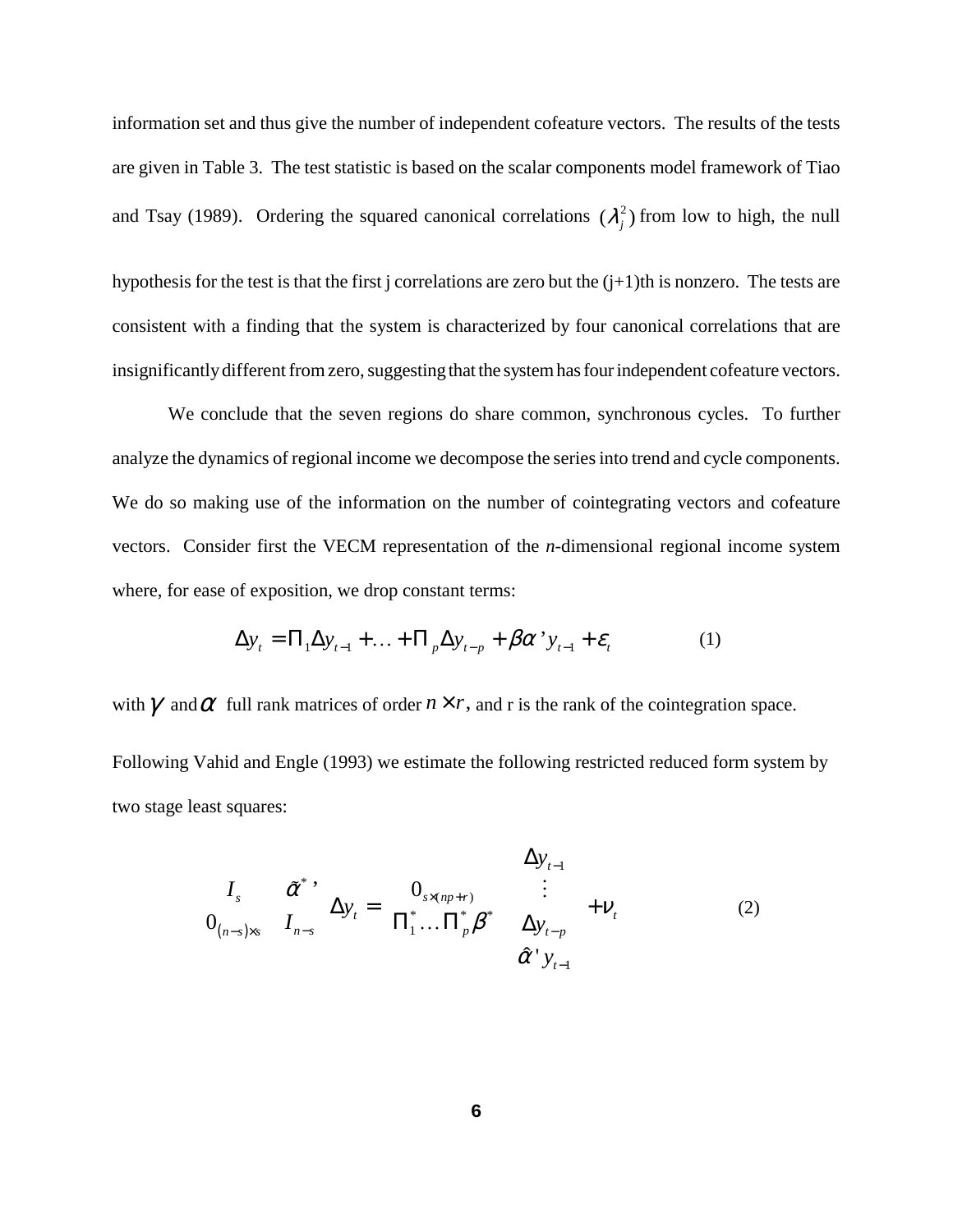information set and thus give the number of independent cofeature vectors. The results of the tests are given in Table 3. The test statistic is based on the scalar components model framework of Tiao and Tsay (1989). Ordering the squared canonical correlations $(\lambda_j^2)$ from low to high, the null hypothesis for the test is that the first j correlations are zero but the (j+1)th is nonzero. The tests are consistent with a finding that the system is characterized by four canonical correlations that are insignificantly different from zero, suggesting that the system has four independent cofeature vectors.

We conclude that the seven regions do share common, synchronous cycles. To further analyze the dynamics of regional income we decompose the series into trend and cycle components. We do so making use of the information on the number of cointegrating vectors and cofeature vectors. Consider first the VECM representation of the *n*-dimensional regional income system where, for ease of exposition, we drop constant terms:

$$\Delta y_t = \Pi_1 \Delta y_{t-1} + \ldots + \Pi_p \Delta y_{t-p} + \beta\alpha' y_{t-1} + \varepsilon_t \tag{1}$$

with $\gamma$ and $\alpha$ full rank matrices of order $n \times r$, and r is the rank of the cointegration space.

Following Vahid and Engle (1993) we estimate the following restricted reduced form system by two stage least squares:

$$\begin{bmatrix} I_s & \tilde{\alpha}^{*\,\prime} \\ 0_{(n-s)\times s} & I_{n-s} \end{bmatrix} \Delta y_t = \begin{bmatrix} 0_{s\times(np+r)} \\ \Pi_1^* \ldots \Pi_p^* \beta^* \end{bmatrix} \begin{bmatrix} \Delta y_{t-1} \\ \vdots \\ \Delta y_{t-p} \\ \hat{\alpha}' y_{t-1} \end{bmatrix} + \nu_t \tag{2}$$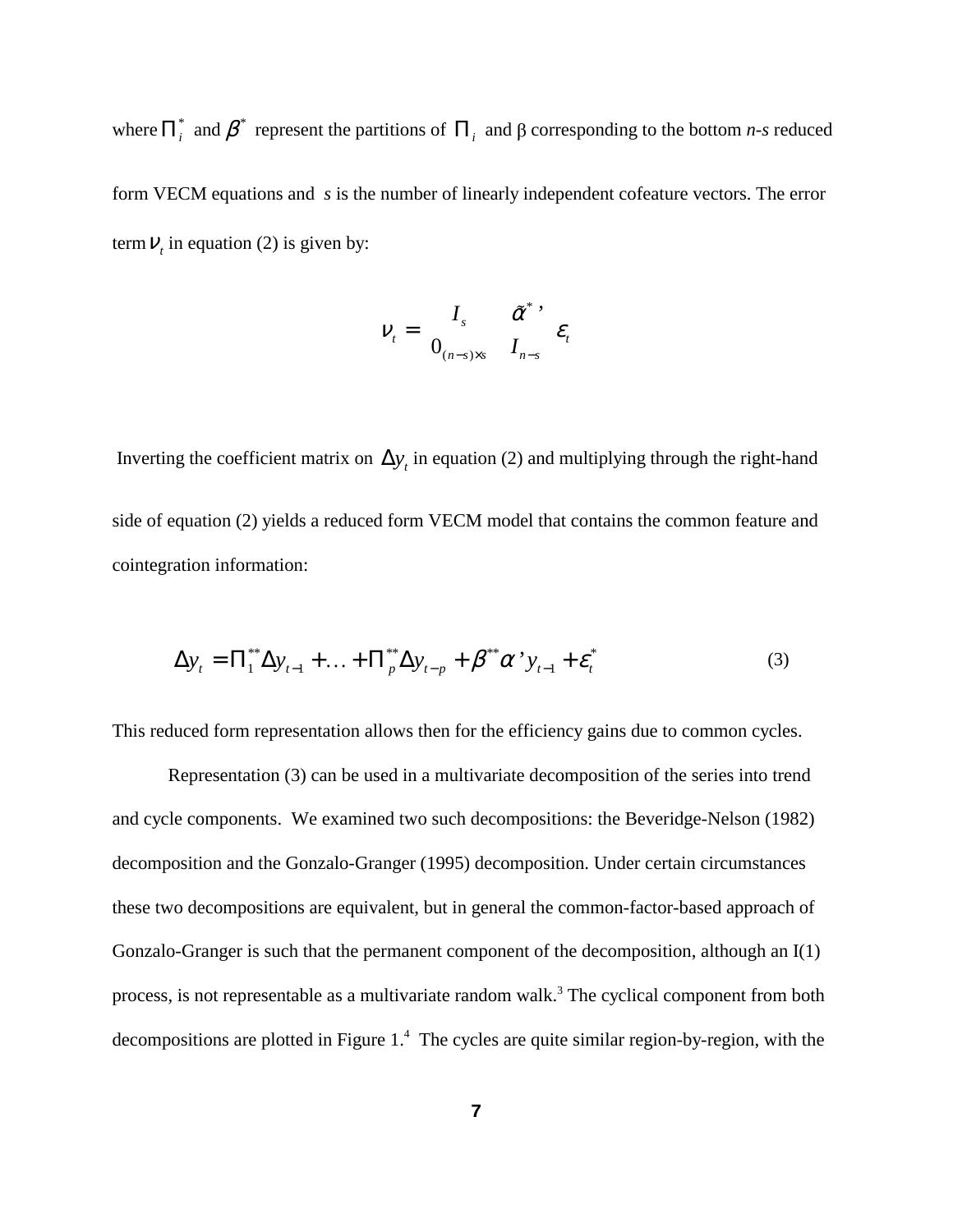where $\Pi_i^*$ and $\beta^*$ represent the partitions of $\Pi_i$ and β corresponding to the bottom *n-s* reduced form VECM equations and *s* is the number of linearly independent cofeature vectors. The error term $\nu_t$ in equation (2) is given by:

$$\nu_t = \begin{bmatrix} I_s & \tilde{\alpha}^{*\,\prime} \\ 0_{(n-s)\times s} & I_{n-s} \end{bmatrix} \varepsilon_t$$

Inverting the coefficient matrix on $\Delta y_t$ in equation (2) and multiplying through the right-hand side of equation (2) yields a reduced form VECM model that contains the common feature and cointegration information:

$$\Delta y_t = \Pi_1^{**} \Delta y_{t-1} + \ldots + \Pi_p^{**} \Delta y_{t-p} + \beta^{**} \alpha' y_{t-1} + \varepsilon_t^* \tag{3}$$

This reduced form representation allows then for the efficiency gains due to common cycles.

Representation (3) can be used in a multivariate decomposition of the series into trend and cycle components. We examined two such decompositions: the Beveridge-Nelson (1982) decomposition and the Gonzalo-Granger (1995) decomposition. Under certain circumstances these two decompositions are equivalent, but in general the common-factor-based approach of Gonzalo-Granger is such that the permanent component of the decomposition, although an I(1) process, is not representable as a multivariate random walk.[3] The cyclical component from both decompositions are plotted in Figure 1.[4] The cycles are quite similar region-by-region, with the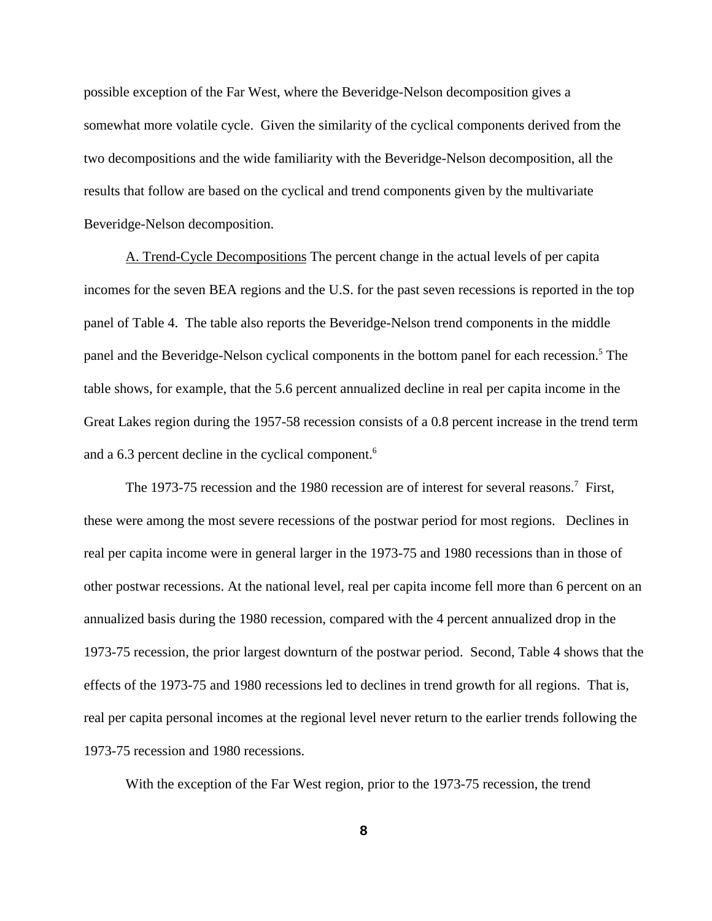possible exception of the Far West, where the Beveridge-Nelson decomposition gives a somewhat more volatile cycle. Given the similarity of the cyclical components derived from the two decompositions and the wide familiarity with the Beveridge-Nelson decomposition, all the results that follow are based on the cyclical and trend components given by the multivariate Beveridge-Nelson decomposition.

A. Trend-Cycle Decompositions The percent change in the actual levels of per capita incomes for the seven BEA regions and the U.S. for the past seven recessions is reported in the top panel of Table 4. The table also reports the Beveridge-Nelson trend components in the middle panel and the Beveridge-Nelson cyclical components in the bottom panel for each recession.[5] The table shows, for example, that the 5.6 percent annualized decline in real per capita income in the Great Lakes region during the 1957-58 recession consists of a 0.8 percent increase in the trend term and a 6.3 percent decline in the cyclical component.[6]

The 1973-75 recession and the 1980 recession are of interest for several reasons.[7] First, these were among the most severe recessions of the postwar period for most regions. Declines in real per capita income were in general larger in the 1973-75 and 1980 recessions than in those of other postwar recessions. At the national level, real per capita income fell more than 6 percent on an annualized basis during the 1980 recession, compared with the 4 percent annualized drop in the 1973-75 recession, the prior largest downturn of the postwar period. Second, Table 4 shows that the effects of the 1973-75 and 1980 recessions led to declines in trend growth for all regions. That is, real per capita personal incomes at the regional level never return to the earlier trends following the 1973-75 recession and 1980 recessions.

With the exception of the Far West region, prior to the 1973-75 recession, the trend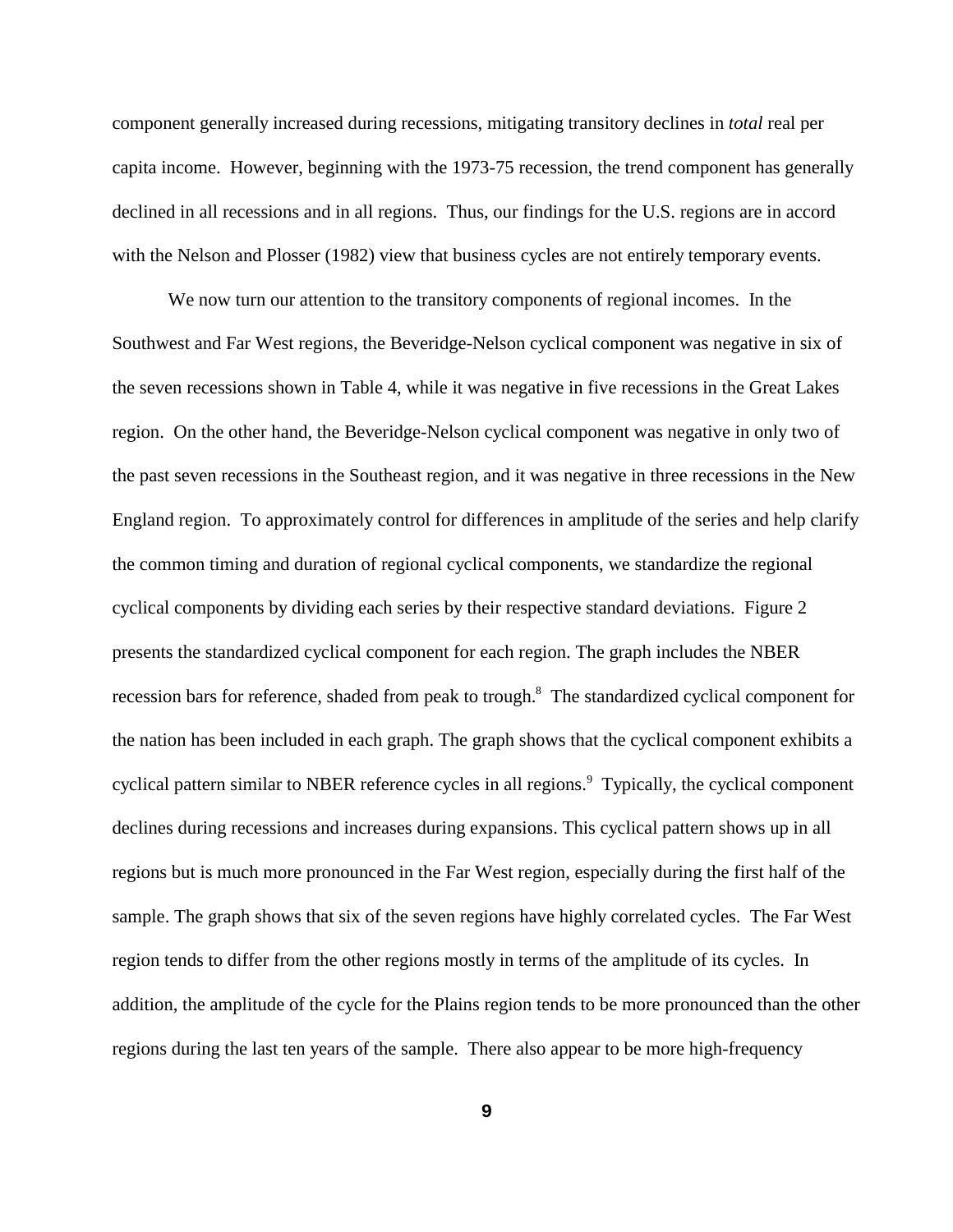component generally increased during recessions, mitigating transitory declines in *total* real per capita income. However, beginning with the 1973-75 recession, the trend component has generally declined in all recessions and in all regions. Thus, our findings for the U.S. regions are in accord with the Nelson and Plosser (1982) view that business cycles are not entirely temporary events.

We now turn our attention to the transitory components of regional incomes. In the Southwest and Far West regions, the Beveridge-Nelson cyclical component was negative in six of the seven recessions shown in Table 4, while it was negative in five recessions in the Great Lakes region. On the other hand, the Beveridge-Nelson cyclical component was negative in only two of the past seven recessions in the Southeast region, and it was negative in three recessions in the New England region. To approximately control for differences in amplitude of the series and help clarify the common timing and duration of regional cyclical components, we standardize the regional cyclical components by dividing each series by their respective standard deviations. Figure 2 presents the standardized cyclical component for each region. The graph includes the NBER recession bars for reference, shaded from peak to trough.[8] The standardized cyclical component for the nation has been included in each graph. The graph shows that the cyclical component exhibits a cyclical pattern similar to NBER reference cycles in all regions.[9] Typically, the cyclical component declines during recessions and increases during expansions. This cyclical pattern shows up in all regions but is much more pronounced in the Far West region, especially during the first half of the sample. The graph shows that six of the seven regions have highly correlated cycles. The Far West region tends to differ from the other regions mostly in terms of the amplitude of its cycles. In addition, the amplitude of the cycle for the Plains region tends to be more pronounced than the other regions during the last ten years of the sample. There also appear to be more high-frequency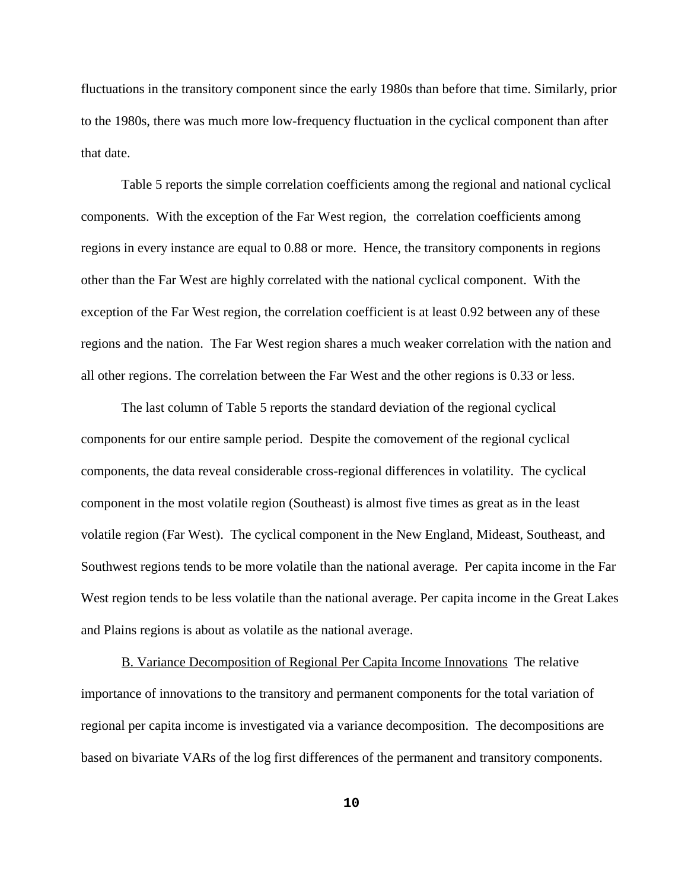fluctuations in the transitory component since the early 1980s than before that time. Similarly, prior to the 1980s, there was much more low-frequency fluctuation in the cyclical component than after that date.

Table 5 reports the simple correlation coefficients among the regional and national cyclical components. With the exception of the Far West region, the correlation coefficients among regions in every instance are equal to 0.88 or more. Hence, the transitory components in regions other than the Far West are highly correlated with the national cyclical component. With the exception of the Far West region, the correlation coefficient is at least 0.92 between any of these regions and the nation. The Far West region shares a much weaker correlation with the nation and all other regions. The correlation between the Far West and the other regions is 0.33 or less.

The last column of Table 5 reports the standard deviation of the regional cyclical components for our entire sample period. Despite the comovement of the regional cyclical components, the data reveal considerable cross-regional differences in volatility. The cyclical component in the most volatile region (Southeast) is almost five times as great as in the least volatile region (Far West). The cyclical component in the New England, Mideast, Southeast, and Southwest regions tends to be more volatile than the national average. Per capita income in the Far West region tends to be less volatile than the national average. Per capita income in the Great Lakes and Plains regions is about as volatile as the national average.

<u>B. Variance Decomposition of Regional Per Capita Income Innovations</u> The relative importance of innovations to the transitory and permanent components for the total variation of regional per capita income is investigated via a variance decomposition. The decompositions are based on bivariate VARs of the log first differences of the permanent and transitory components.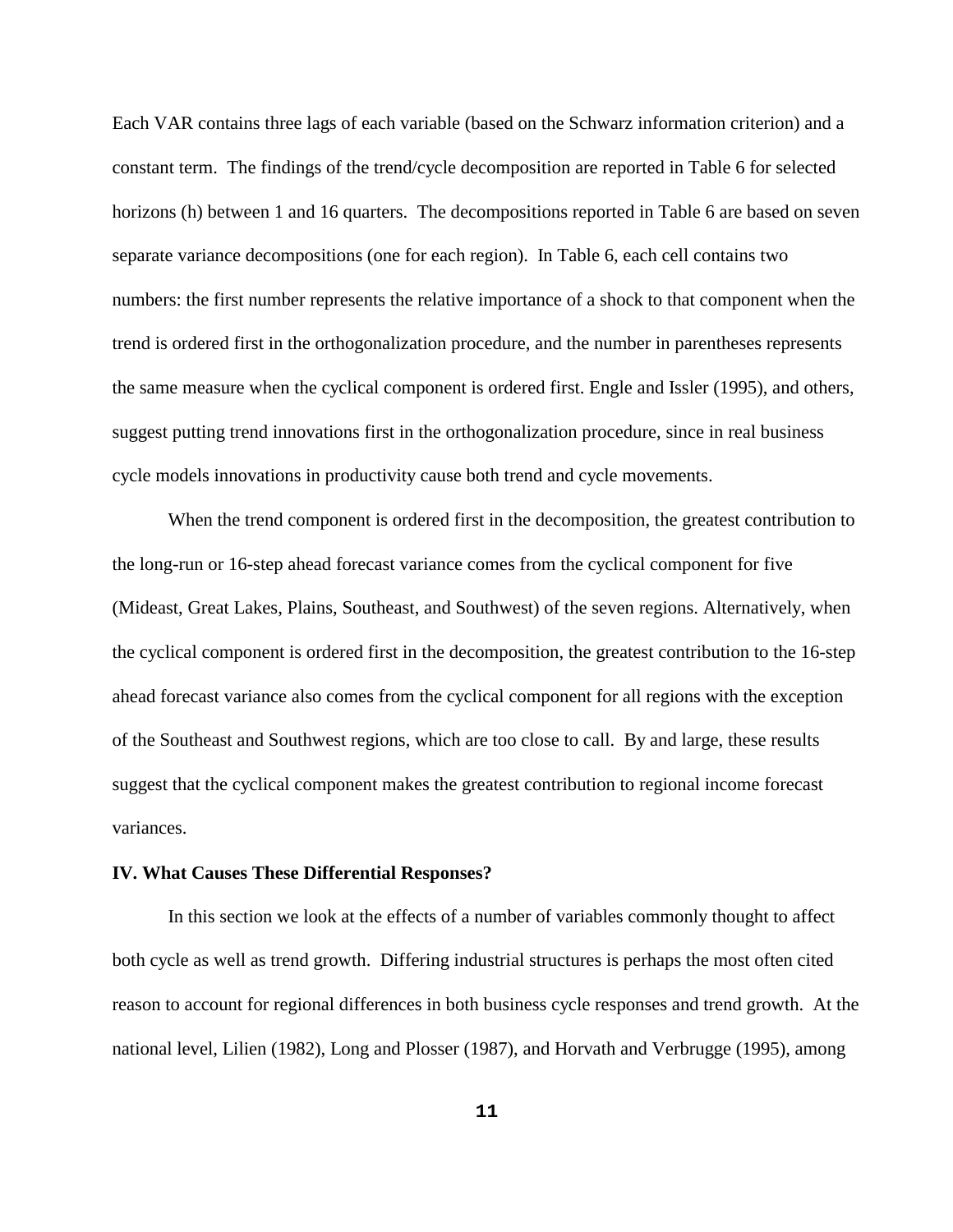Each VAR contains three lags of each variable (based on the Schwarz information criterion) and a constant term. The findings of the trend/cycle decomposition are reported in Table 6 for selected horizons (h) between 1 and 16 quarters. The decompositions reported in Table 6 are based on seven separate variance decompositions (one for each region). In Table 6, each cell contains two numbers: the first number represents the relative importance of a shock to that component when the trend is ordered first in the orthogonalization procedure, and the number in parentheses represents the same measure when the cyclical component is ordered first. Engle and Issler (1995), and others, suggest putting trend innovations first in the orthogonalization procedure, since in real business cycle models innovations in productivity cause both trend and cycle movements.

When the trend component is ordered first in the decomposition, the greatest contribution to the long-run or 16-step ahead forecast variance comes from the cyclical component for five (Mideast, Great Lakes, Plains, Southeast, and Southwest) of the seven regions. Alternatively, when the cyclical component is ordered first in the decomposition, the greatest contribution to the 16-step ahead forecast variance also comes from the cyclical component for all regions with the exception of the Southeast and Southwest regions, which are too close to call. By and large, these results suggest that the cyclical component makes the greatest contribution to regional income forecast variances.

**IV. What Causes These Differential Responses?**

In this section we look at the effects of a number of variables commonly thought to affect both cycle as well as trend growth. Differing industrial structures is perhaps the most often cited reason to account for regional differences in both business cycle responses and trend growth. At the national level, Lilien (1982), Long and Plosser (1987), and Horvath and Verbrugge (1995), among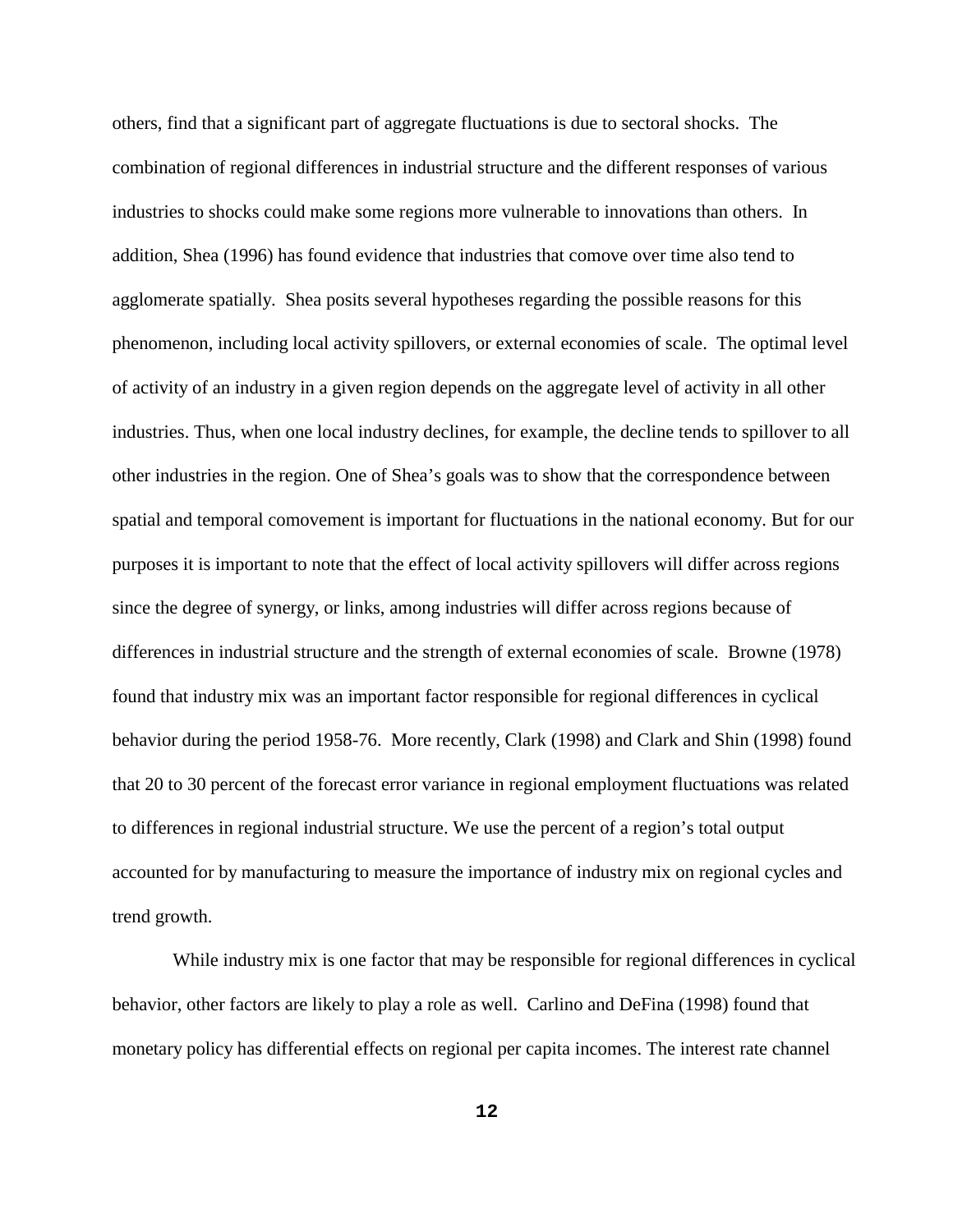others, find that a significant part of aggregate fluctuations is due to sectoral shocks. The combination of regional differences in industrial structure and the different responses of various industries to shocks could make some regions more vulnerable to innovations than others. In addition, Shea (1996) has found evidence that industries that comove over time also tend to agglomerate spatially. Shea posits several hypotheses regarding the possible reasons for this phenomenon, including local activity spillovers, or external economies of scale. The optimal level of activity of an industry in a given region depends on the aggregate level of activity in all other industries. Thus, when one local industry declines, for example, the decline tends to spillover to all other industries in the region. One of Shea's goals was to show that the correspondence between spatial and temporal comovement is important for fluctuations in the national economy. But for our purposes it is important to note that the effect of local activity spillovers will differ across regions since the degree of synergy, or links, among industries will differ across regions because of differences in industrial structure and the strength of external economies of scale. Browne (1978) found that industry mix was an important factor responsible for regional differences in cyclical behavior during the period 1958-76. More recently, Clark (1998) and Clark and Shin (1998) found that 20 to 30 percent of the forecast error variance in regional employment fluctuations was related to differences in regional industrial structure. We use the percent of a region's total output accounted for by manufacturing to measure the importance of industry mix on regional cycles and trend growth.

While industry mix is one factor that may be responsible for regional differences in cyclical behavior, other factors are likely to play a role as well. Carlino and DeFina (1998) found that monetary policy has differential effects on regional per capita incomes. The interest rate channel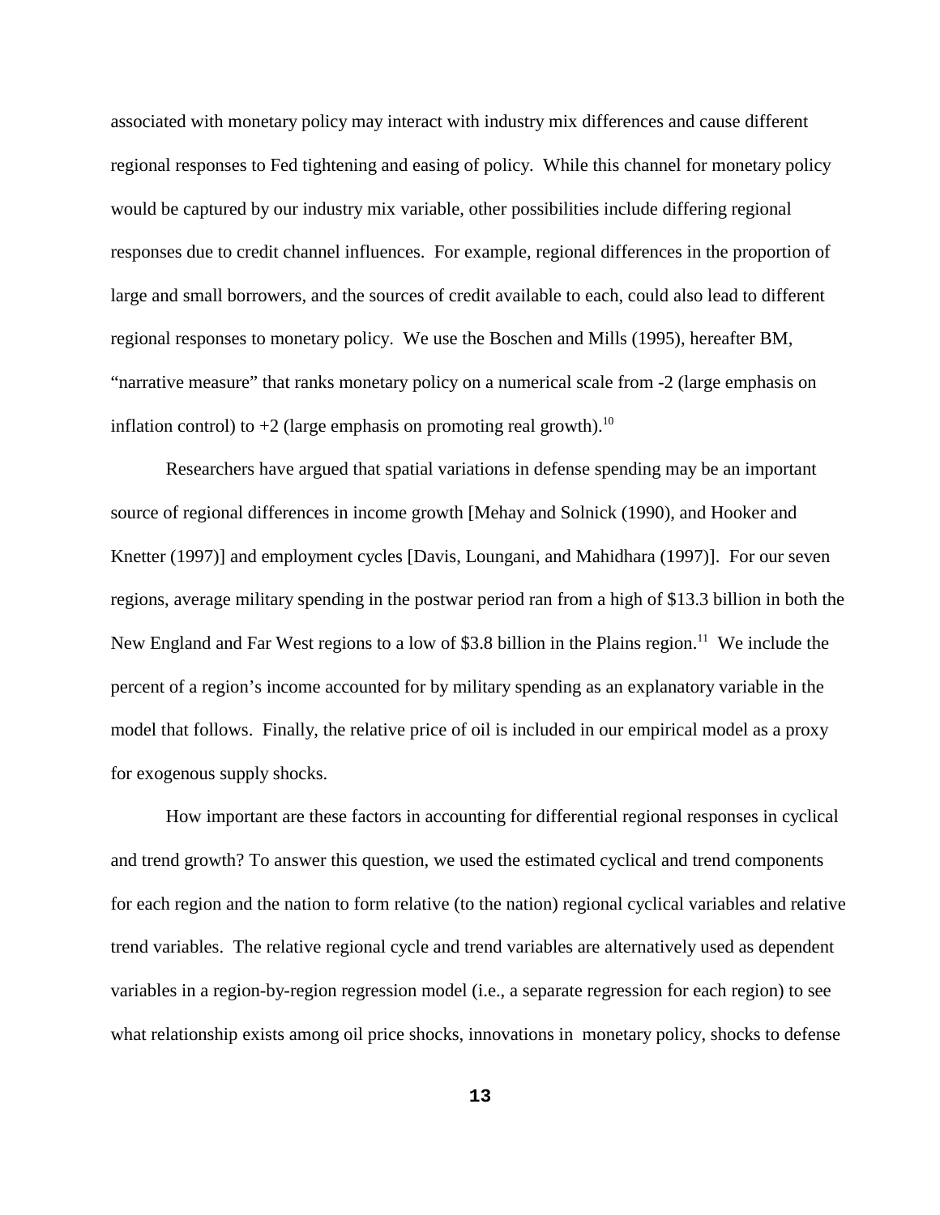associated with monetary policy may interact with industry mix differences and cause different regional responses to Fed tightening and easing of policy. While this channel for monetary policy would be captured by our industry mix variable, other possibilities include differing regional responses due to credit channel influences. For example, regional differences in the proportion of large and small borrowers, and the sources of credit available to each, could also lead to different regional responses to monetary policy. We use the Boschen and Mills (1995), hereafter BM, "narrative measure" that ranks monetary policy on a numerical scale from -2 (large emphasis on inflation control) to +2 (large emphasis on promoting real growth).[10]

Researchers have argued that spatial variations in defense spending may be an important source of regional differences in income growth [Mehay and Solnick (1990), and Hooker and Knetter (1997)] and employment cycles [Davis, Loungani, and Mahidhara (1997)]. For our seven regions, average military spending in the postwar period ran from a high of $13.3 billion in both the New England and Far West regions to a low of $3.8 billion in the Plains region.[11] We include the percent of a region's income accounted for by military spending as an explanatory variable in the model that follows. Finally, the relative price of oil is included in our empirical model as a proxy for exogenous supply shocks.

How important are these factors in accounting for differential regional responses in cyclical and trend growth? To answer this question, we used the estimated cyclical and trend components for each region and the nation to form relative (to the nation) regional cyclical variables and relative trend variables. The relative regional cycle and trend variables are alternatively used as dependent variables in a region-by-region regression model (i.e., a separate regression for each region) to see what relationship exists among oil price shocks, innovations in monetary policy, shocks to defense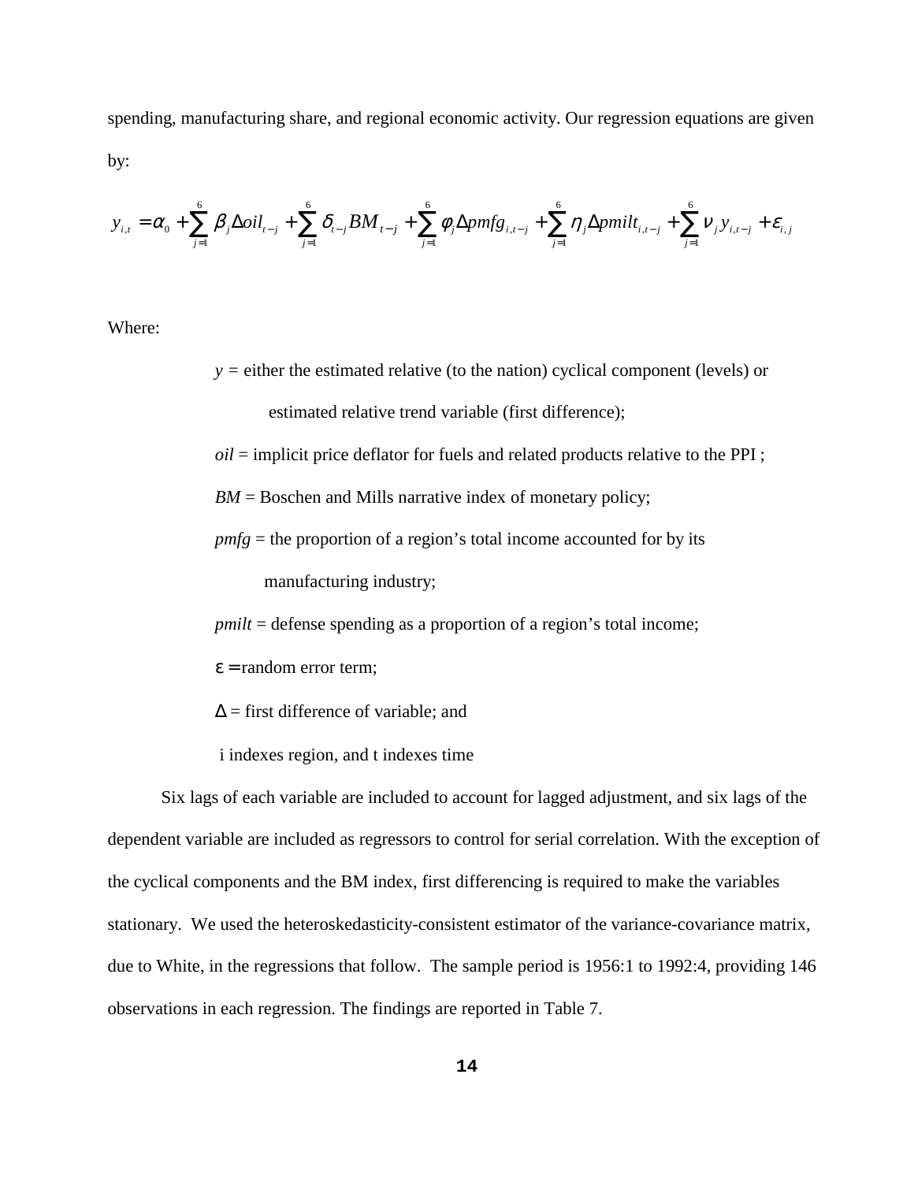spending, manufacturing share, and regional economic activity. Our regression equations are given by:

$$y_{i,t} = \alpha_0 + \sum_{j=1}^{6} \beta_j \Delta oil_{t-j} + \sum_{j=1}^{6} \delta_{t-j} BM_{t-j} + \sum_{j=1}^{6} \phi_j \Delta pmfg_{i,t-j} + \sum_{j=1}^{6} \eta_j \Delta pmilt_{i,t-j} + \sum_{j=1}^{6} \nu_j y_{i,t-j} + \varepsilon_{i,j}$$

Where:

- $y$ = either the estimated relative (to the nation) cyclical component (levels) or estimated relative trend variable (first difference);
- *oil* = implicit price deflator for fuels and related products relative to the PPI ;
- *BM* = Boschen and Mills narrative index of monetary policy;
- *pmfg* = the proportion of a region's total income accounted for by its manufacturing industry;
- *pmilt* = defense spending as a proportion of a region's total income;
- $\varepsilon$ = random error term;
- $\Delta$ = first difference of variable; and
- i indexes region, and t indexes time

Six lags of each variable are included to account for lagged adjustment, and six lags of the dependent variable are included as regressors to control for serial correlation. With the exception of the cyclical components and the BM index, first differencing is required to make the variables stationary. We used the heteroskedasticity-consistent estimator of the variance-covariance matrix, due to White, in the regressions that follow. The sample period is 1956:1 to 1992:4, providing 146 observations in each regression. The findings are reported in Table 7.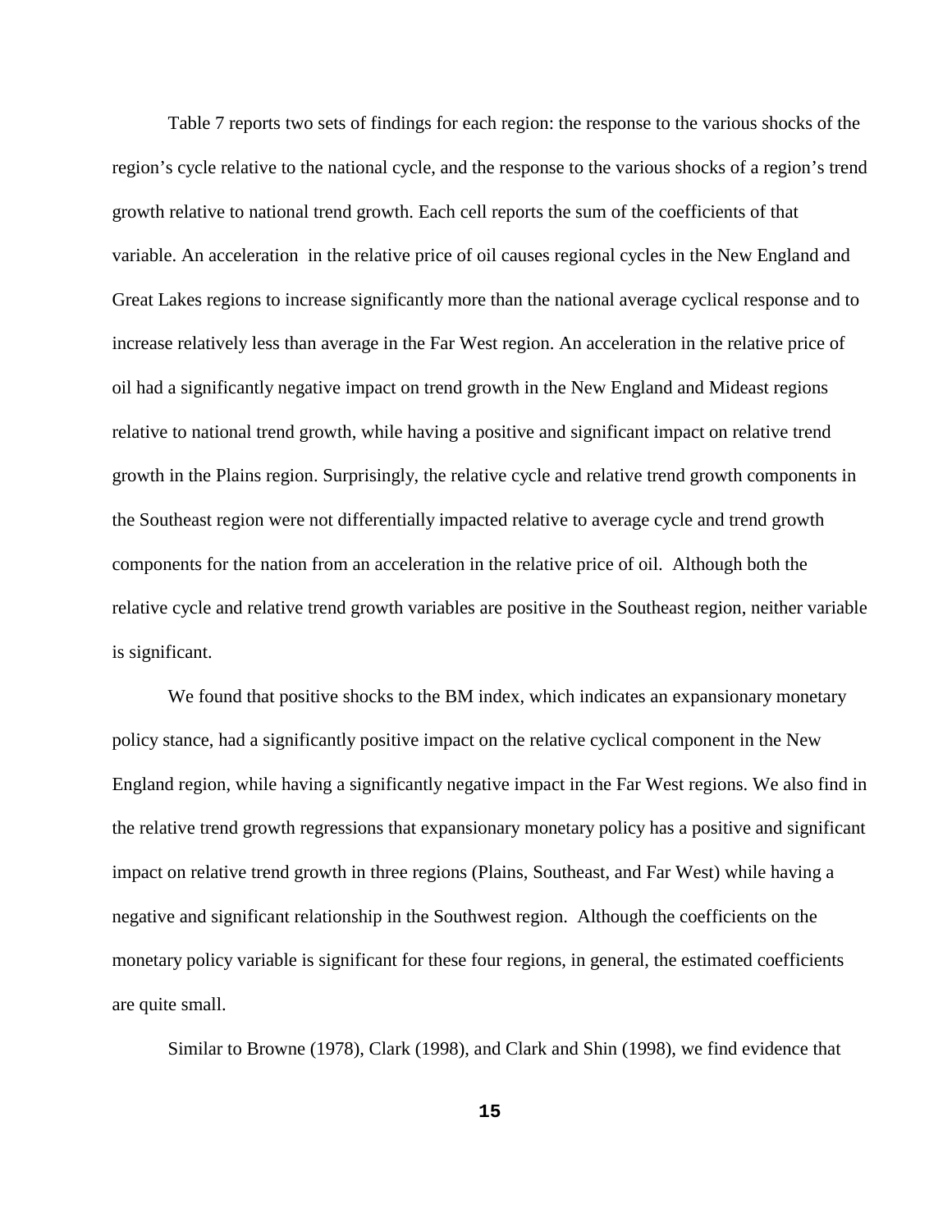Table 7 reports two sets of findings for each region: the response to the various shocks of the region's cycle relative to the national cycle, and the response to the various shocks of a region's trend growth relative to national trend growth. Each cell reports the sum of the coefficients of that variable. An acceleration in the relative price of oil causes regional cycles in the New England and Great Lakes regions to increase significantly more than the national average cyclical response and to increase relatively less than average in the Far West region. An acceleration in the relative price of oil had a significantly negative impact on trend growth in the New England and Mideast regions relative to national trend growth, while having a positive and significant impact on relative trend growth in the Plains region. Surprisingly, the relative cycle and relative trend growth components in the Southeast region were not differentially impacted relative to average cycle and trend growth components for the nation from an acceleration in the relative price of oil. Although both the relative cycle and relative trend growth variables are positive in the Southeast region, neither variable is significant.

We found that positive shocks to the BM index, which indicates an expansionary monetary policy stance, had a significantly positive impact on the relative cyclical component in the New England region, while having a significantly negative impact in the Far West regions. We also find in the relative trend growth regressions that expansionary monetary policy has a positive and significant impact on relative trend growth in three regions (Plains, Southeast, and Far West) while having a negative and significant relationship in the Southwest region. Although the coefficients on the monetary policy variable is significant for these four regions, in general, the estimated coefficients are quite small.

Similar to Browne (1978), Clark (1998), and Clark and Shin (1998), we find evidence that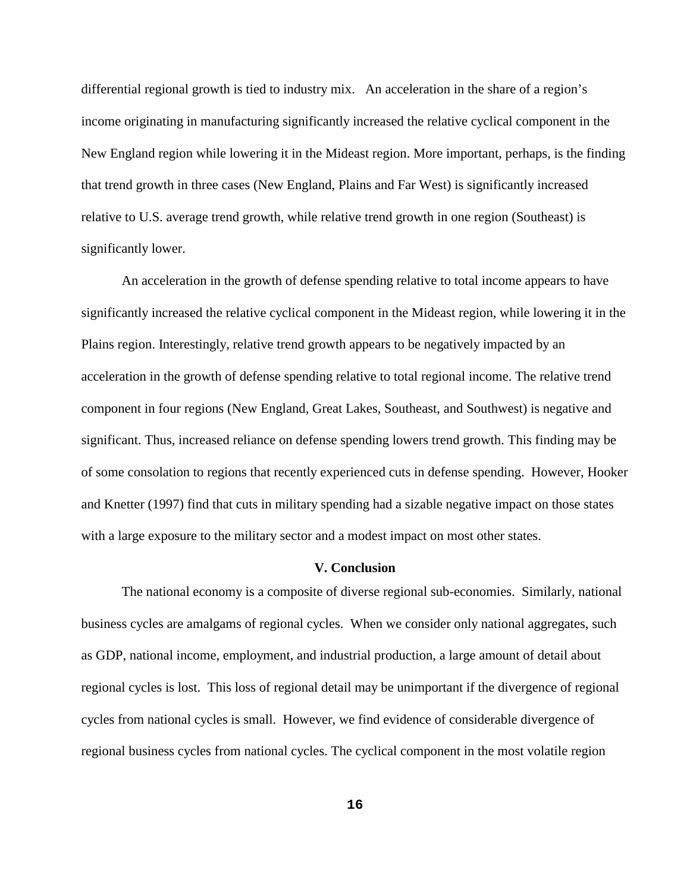differential regional growth is tied to industry mix. An acceleration in the share of a region's income originating in manufacturing significantly increased the relative cyclical component in the New England region while lowering it in the Mideast region. More important, perhaps, is the finding that trend growth in three cases (New England, Plains and Far West) is significantly increased relative to U.S. average trend growth, while relative trend growth in one region (Southeast) is significantly lower.

An acceleration in the growth of defense spending relative to total income appears to have significantly increased the relative cyclical component in the Mideast region, while lowering it in the Plains region. Interestingly, relative trend growth appears to be negatively impacted by an acceleration in the growth of defense spending relative to total regional income. The relative trend component in four regions (New England, Great Lakes, Southeast, and Southwest) is negative and significant. Thus, increased reliance on defense spending lowers trend growth. This finding may be of some consolation to regions that recently experienced cuts in defense spending. However, Hooker and Knetter (1997) find that cuts in military spending had a sizable negative impact on those states with a large exposure to the military sector and a modest impact on most other states.

## V. Conclusion

The national economy is a composite of diverse regional sub-economies. Similarly, national business cycles are amalgams of regional cycles. When we consider only national aggregates, such as GDP, national income, employment, and industrial production, a large amount of detail about regional cycles is lost. This loss of regional detail may be unimportant if the divergence of regional cycles from national cycles is small. However, we find evidence of considerable divergence of regional business cycles from national cycles. The cyclical component in the most volatile region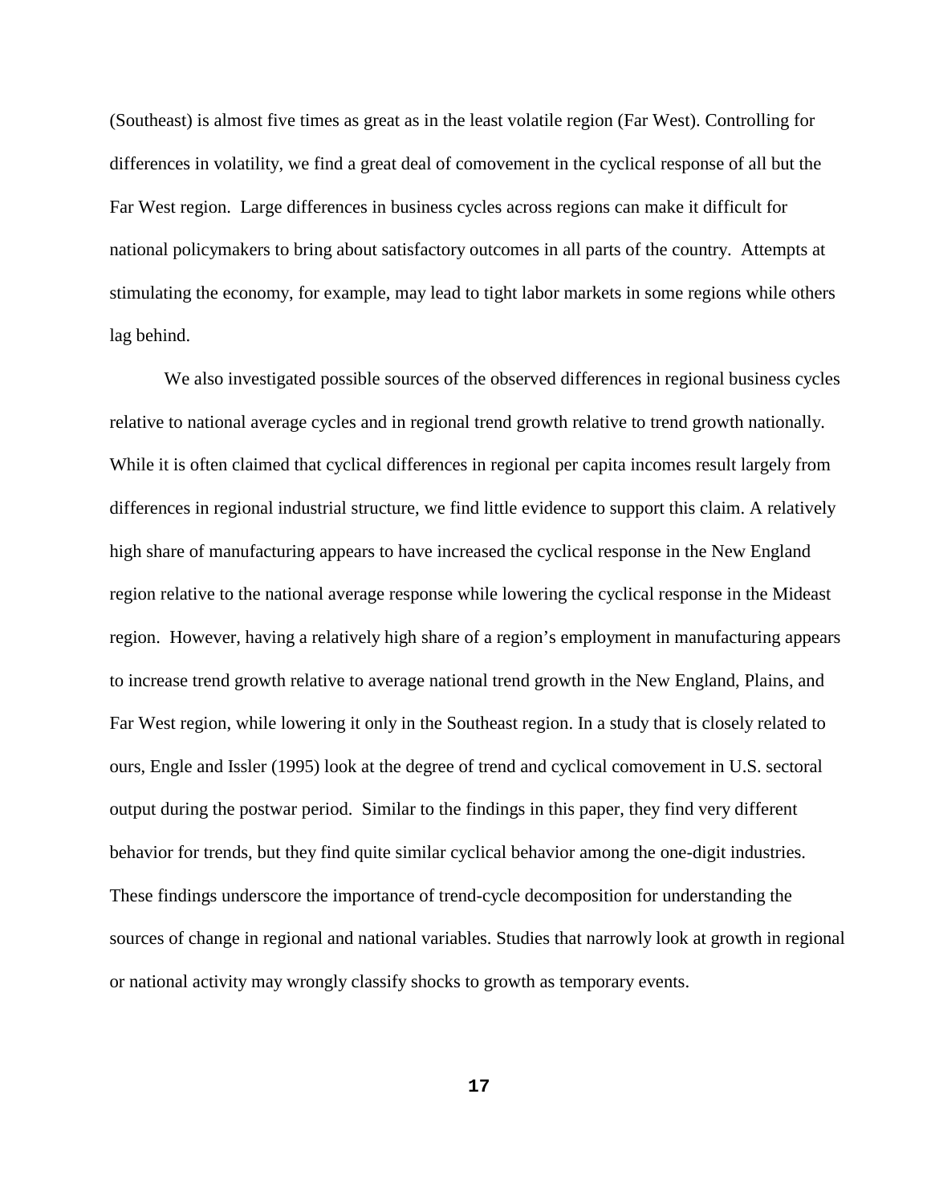(Southeast) is almost five times as great as in the least volatile region (Far West). Controlling for differences in volatility, we find a great deal of comovement in the cyclical response of all but the Far West region. Large differences in business cycles across regions can make it difficult for national policymakers to bring about satisfactory outcomes in all parts of the country. Attempts at stimulating the economy, for example, may lead to tight labor markets in some regions while others lag behind.

We also investigated possible sources of the observed differences in regional business cycles relative to national average cycles and in regional trend growth relative to trend growth nationally. While it is often claimed that cyclical differences in regional per capita incomes result largely from differences in regional industrial structure, we find little evidence to support this claim. A relatively high share of manufacturing appears to have increased the cyclical response in the New England region relative to the national average response while lowering the cyclical response in the Mideast region. However, having a relatively high share of a region's employment in manufacturing appears to increase trend growth relative to average national trend growth in the New England, Plains, and Far West region, while lowering it only in the Southeast region. In a study that is closely related to ours, Engle and Issler (1995) look at the degree of trend and cyclical comovement in U.S. sectoral output during the postwar period. Similar to the findings in this paper, they find very different behavior for trends, but they find quite similar cyclical behavior among the one-digit industries. These findings underscore the importance of trend-cycle decomposition for understanding the sources of change in regional and national variables. Studies that narrowly look at growth in regional or national activity may wrongly classify shocks to growth as temporary events.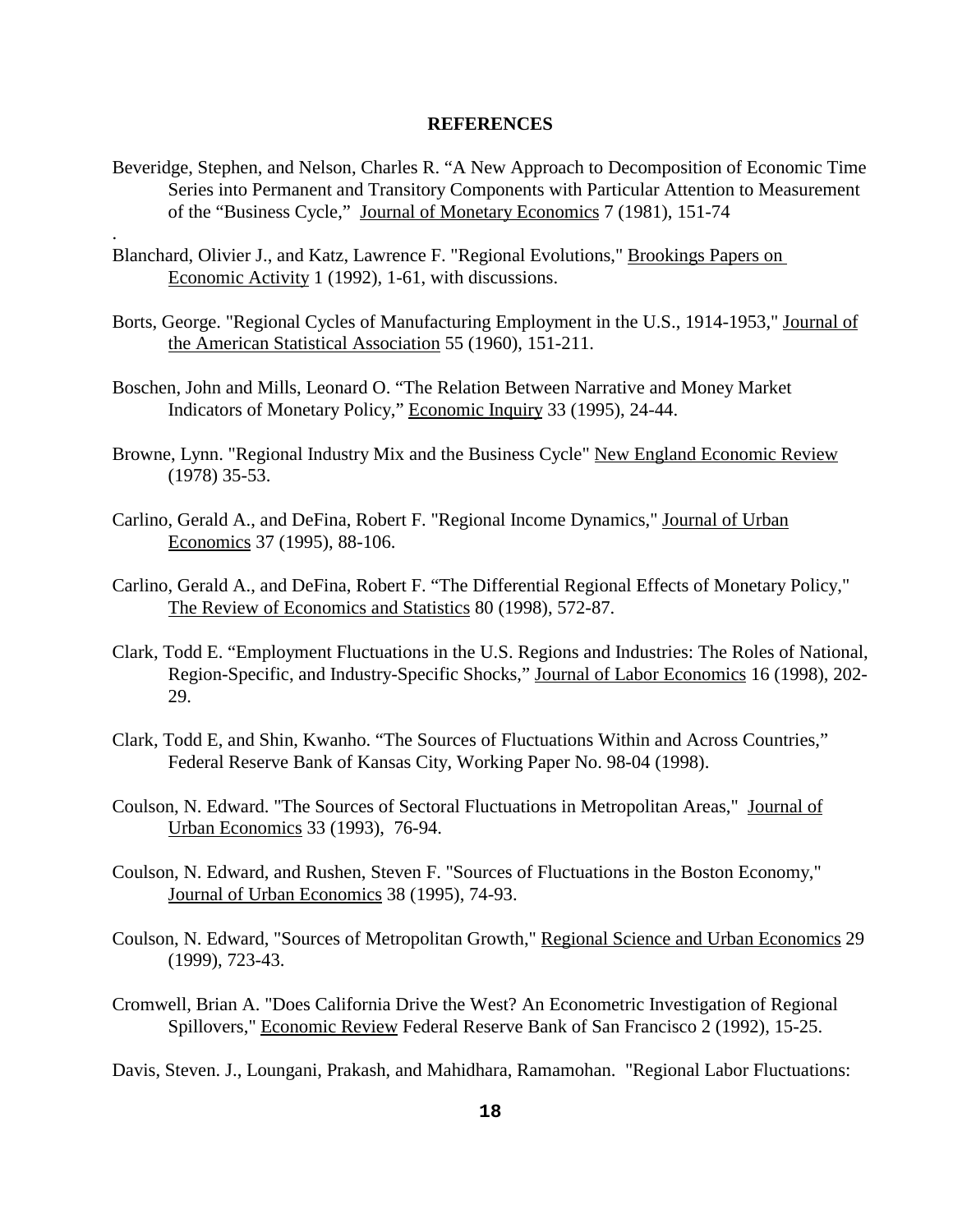**REFERENCES**

Beveridge, Stephen, and Nelson, Charles R. “A New Approach to Decomposition of Economic Time Series into Permanent and Transitory Components with Particular Attention to Measurement of the “Business Cycle,” Journal of Monetary Economics 7 (1981), 151-74

.

Blanchard, Olivier J., and Katz, Lawrence F. "Regional Evolutions," Brookings Papers on Economic Activity 1 (1992), 1-61, with discussions.

Borts, George. "Regional Cycles of Manufacturing Employment in the U.S., 1914-1953," Journal of the American Statistical Association 55 (1960), 151-211.

Boschen, John and Mills, Leonard O. “The Relation Between Narrative and Money Market Indicators of Monetary Policy,” Economic Inquiry 33 (1995), 24-44.

Browne, Lynn. "Regional Industry Mix and the Business Cycle" New England Economic Review (1978) 35-53.

Carlino, Gerald A., and DeFina, Robert F. "Regional Income Dynamics," Journal of Urban Economics 37 (1995), 88-106.

Carlino, Gerald A., and DeFina, Robert F. “The Differential Regional Effects of Monetary Policy," The Review of Economics and Statistics 80 (1998), 572-87.

Clark, Todd E. “Employment Fluctuations in the U.S. Regions and Industries: The Roles of National, Region-Specific, and Industry-Specific Shocks,” Journal of Labor Economics 16 (1998), 202-29.

Clark, Todd E, and Shin, Kwanho. “The Sources of Fluctuations Within and Across Countries,” Federal Reserve Bank of Kansas City, Working Paper No. 98-04 (1998).

Coulson, N. Edward. "The Sources of Sectoral Fluctuations in Metropolitan Areas," Journal of Urban Economics 33 (1993), 76-94.

Coulson, N. Edward, and Rushen, Steven F. "Sources of Fluctuations in the Boston Economy," Journal of Urban Economics 38 (1995), 74-93.

Coulson, N. Edward, "Sources of Metropolitan Growth," Regional Science and Urban Economics 29 (1999), 723-43.

Cromwell, Brian A. "Does California Drive the West? An Econometric Investigation of Regional Spillovers," Economic Review Federal Reserve Bank of San Francisco 2 (1992), 15-25.

Davis, Steven. J., Loungani, Prakash, and Mahidhara, Ramamohan. "Regional Labor Fluctuations: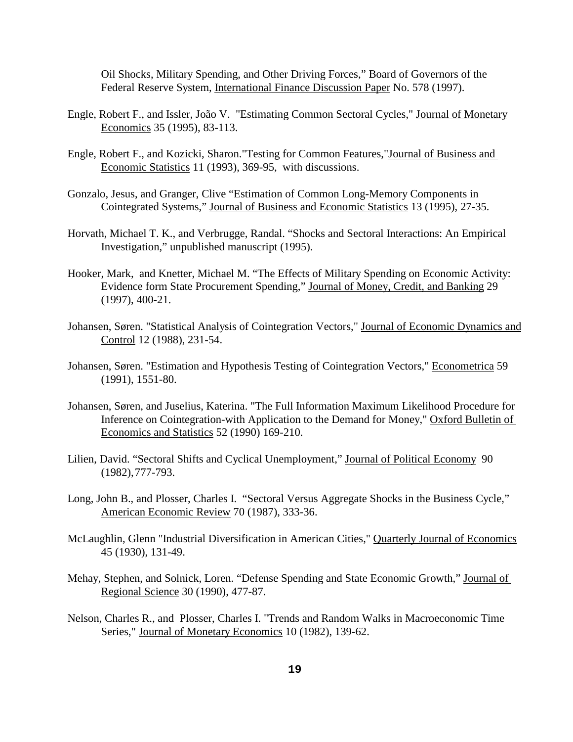Oil Shocks, Military Spending, and Other Driving Forces," Board of Governors of the Federal Reserve System, International Finance Discussion Paper No. 578 (1997).

Engle, Robert F., and Issler, João V. "Estimating Common Sectoral Cycles," Journal of Monetary Economics 35 (1995), 83-113.

Engle, Robert F., and Kozicki, Sharon."Testing for Common Features,"Journal of Business and Economic Statistics 11 (1993), 369-95, with discussions.

Gonzalo, Jesus, and Granger, Clive "Estimation of Common Long-Memory Components in Cointegrated Systems," Journal of Business and Economic Statistics 13 (1995), 27-35.

Horvath, Michael T. K., and Verbrugge, Randal. "Shocks and Sectoral Interactions: An Empirical Investigation," unpublished manuscript (1995).

Hooker, Mark, and Knetter, Michael M. "The Effects of Military Spending on Economic Activity: Evidence form State Procurement Spending," Journal of Money, Credit, and Banking 29 (1997), 400-21.

Johansen, Søren. "Statistical Analysis of Cointegration Vectors," Journal of Economic Dynamics and Control 12 (1988), 231-54.

Johansen, Søren. "Estimation and Hypothesis Testing of Cointegration Vectors," Econometrica 59 (1991), 1551-80.

Johansen, Søren, and Juselius, Katerina. "The Full Information Maximum Likelihood Procedure for Inference on Cointegration-with Application to the Demand for Money," Oxford Bulletin of Economics and Statistics 52 (1990) 169-210.

Lilien, David. "Sectoral Shifts and Cyclical Unemployment," Journal of Political Economy 90 (1982), 777-793.

Long, John B., and Plosser, Charles I. "Sectoral Versus Aggregate Shocks in the Business Cycle," American Economic Review 70 (1987), 333-36.

McLaughlin, Glenn "Industrial Diversification in American Cities," Quarterly Journal of Economics 45 (1930), 131-49.

Mehay, Stephen, and Solnick, Loren. "Defense Spending and State Economic Growth," Journal of Regional Science 30 (1990), 477-87.

Nelson, Charles R., and Plosser, Charles I. "Trends and Random Walks in Macroeconomic Time Series," Journal of Monetary Economics 10 (1982), 139-62.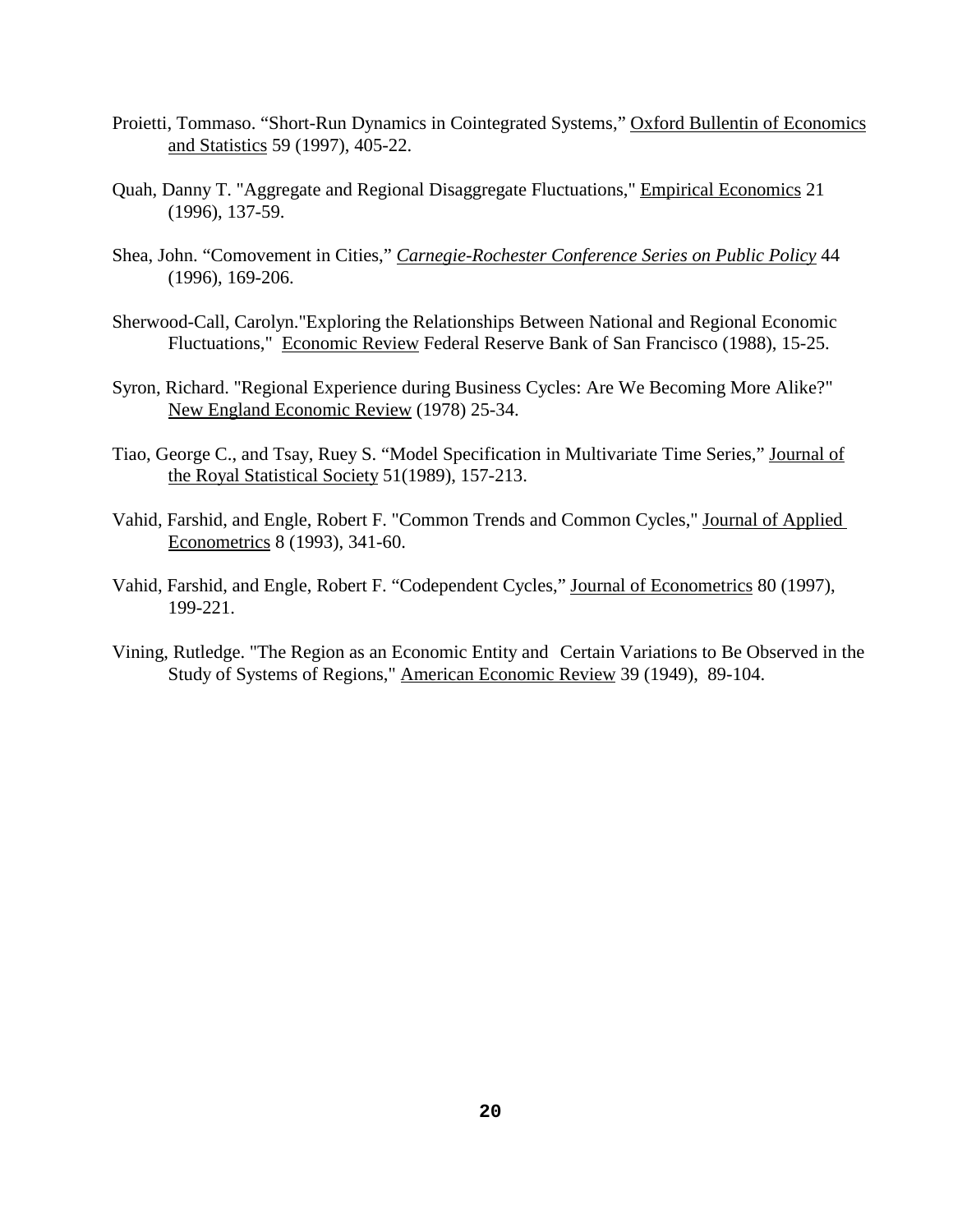Proietti, Tommaso. "Short-Run Dynamics in Cointegrated Systems," Oxford Bullentin of Economics and Statistics 59 (1997), 405-22.

Quah, Danny T. "Aggregate and Regional Disaggregate Fluctuations," Empirical Economics 21 (1996), 137-59.

Shea, John. "Comovement in Cities," *Carnegie-Rochester Conference Series on Public Policy* 44 (1996), 169-206.

Sherwood-Call, Carolyn."Exploring the Relationships Between National and Regional Economic Fluctuations," Economic Review Federal Reserve Bank of San Francisco (1988), 15-25.

Syron, Richard. "Regional Experience during Business Cycles: Are We Becoming More Alike?" New England Economic Review (1978) 25-34.

Tiao, George C., and Tsay, Ruey S. "Model Specification in Multivariate Time Series," Journal of the Royal Statistical Society 51(1989), 157-213.

Vahid, Farshid, and Engle, Robert F. "Common Trends and Common Cycles," Journal of Applied Econometrics 8 (1993), 341-60.

Vahid, Farshid, and Engle, Robert F. "Codependent Cycles," Journal of Econometrics 80 (1997), 199-221.

Vining, Rutledge. "The Region as an Economic Entity and Certain Variations to Be Observed in the Study of Systems of Regions," American Economic Review 39 (1949), 89-104.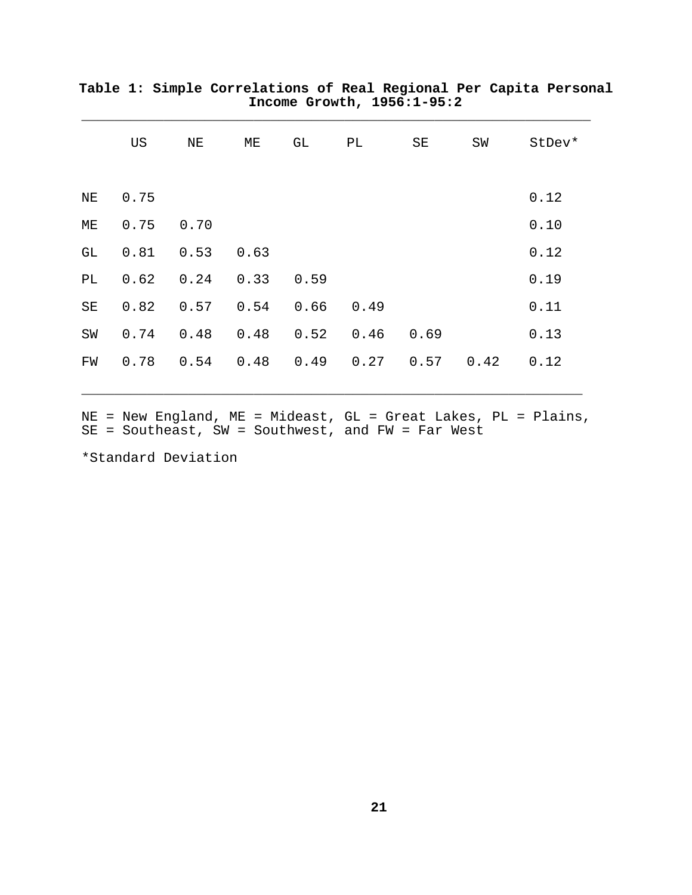**Table 1: Simple Correlations of Real Regional Per Capita Personal Income Growth, 1956:1-95:2**

| | US | NE | ME | GL | PL | SE | SW | StDev* |
|---|---|---|---|---|---|---|---|---|
| NE | 0.75 | | | | | | | 0.12 |
| ME | 0.75 | 0.70 | | | | | | 0.10 |
| GL | 0.81 | 0.53 | 0.63 | | | | | 0.12 |
| PL | 0.62 | 0.24 | 0.33 | 0.59 | | | | 0.19 |
| SE | 0.82 | 0.57 | 0.54 | 0.66 | 0.49 | | | 0.11 |
| SW | 0.74 | 0.48 | 0.48 | 0.52 | 0.46 | 0.69 | | 0.13 |
| FW | 0.78 | 0.54 | 0.48 | 0.49 | 0.27 | 0.57 | 0.42 | 0.12 |

NE = New England, ME = Mideast, GL = Great Lakes, PL = Plains, SE = Southeast, SW = Southwest, and FW = Far West

*Standard Deviation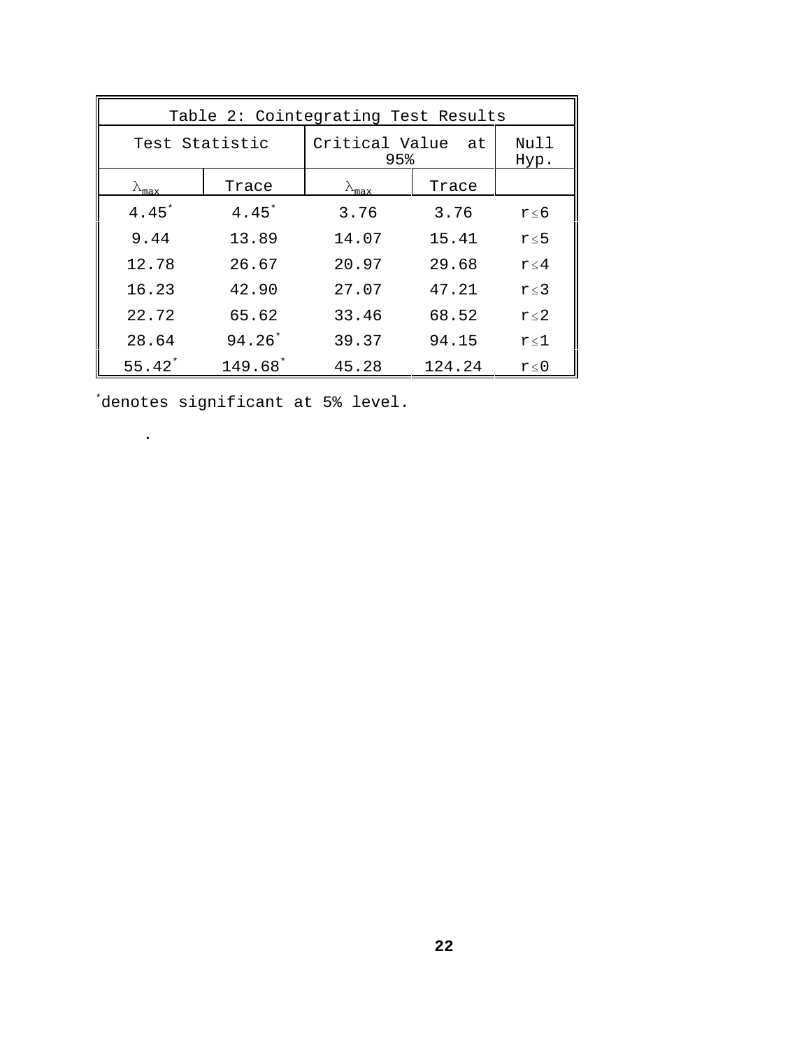| Table 2: Cointegrating Test Results | | | | |
|---|---|---|---|---|
| Test Statistic | | Critical Value at 95% | | Null Hyp. |
| $\lambda_{max}$ | Trace | $\lambda_{max}$ | Trace | |
| 4.45* | 4.45* | 3.76 | 3.76 | $r \leq 6$ |
| 9.44 | 13.89 | 14.07 | 15.41 | $r \leq 5$ |
| 12.78 | 26.67 | 20.97 | 29.68 | $r \leq 4$ |
| 16.23 | 42.90 | 27.07 | 47.21 | $r \leq 3$ |
| 22.72 | 65.62 | 33.46 | 68.52 | $r \leq 2$ |
| 28.64 | 94.26* | 39.37 | 94.15 | $r \leq 1$ |
| 55.42* | 149.68* | 45.28 | 124.24 | $r \leq 0$ |

*denotes significant at 5% level.

.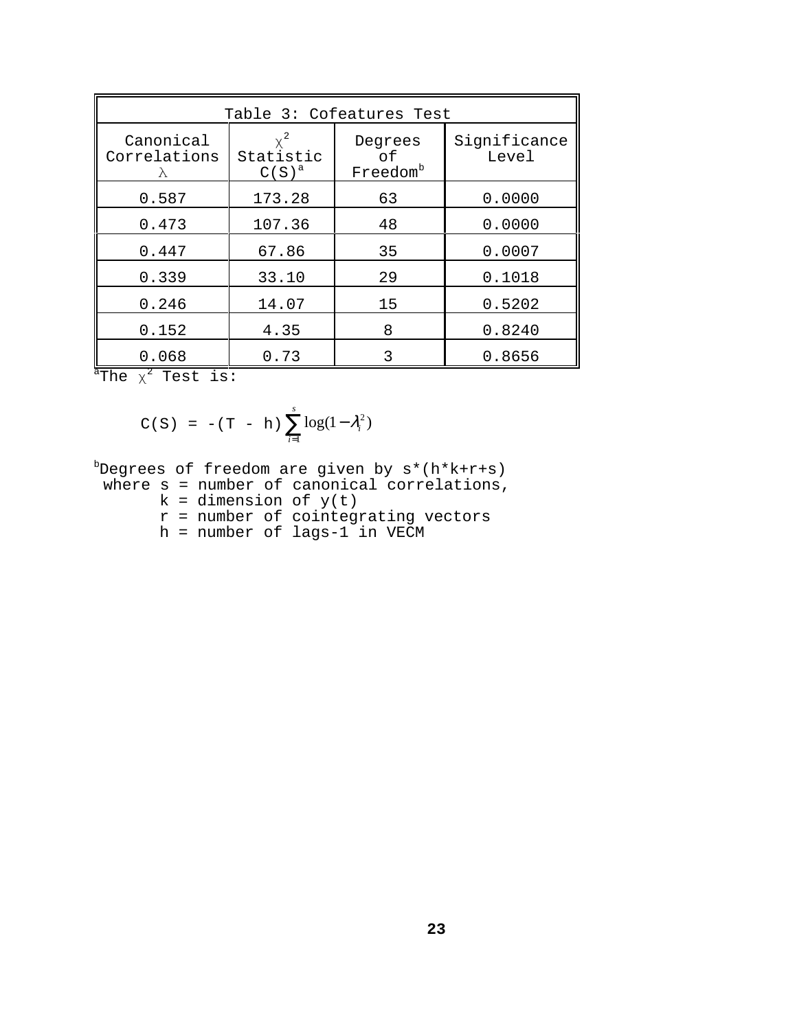| Table 3: Cofeatures Test | | | |
|---|---|---|---|
| Canonical Correlations $\lambda$ | $\chi^2$ Statistic $C(S)$[a] | Degrees of Freedom[b] | Significance Level |
| 0.587 | 173.28 | 63 | 0.0000 |
| 0.473 | 107.36 | 48 | 0.0000 |
| 0.447 | 67.86 | 35 | 0.0007 |
| 0.339 | 33.10 | 29 | 0.1018 |
| 0.246 | 14.07 | 15 | 0.5202 |
| 0.152 | 4.35 | 8 | 0.8240 |
| 0.068 | 0.73 | 3 | 0.8656 |

[a]The $\chi^2$ Test is:

$$C(S) = -(T - h)\sum_{i=1}^{s} \log(1-\lambda_i^2)$$

[b]Degrees of freedom are given by s*(h*k+r+s)
where s = number of canonical correlations,
k = dimension of y(t)
r = number of cointegrating vectors
h = number of lags-1 in VECM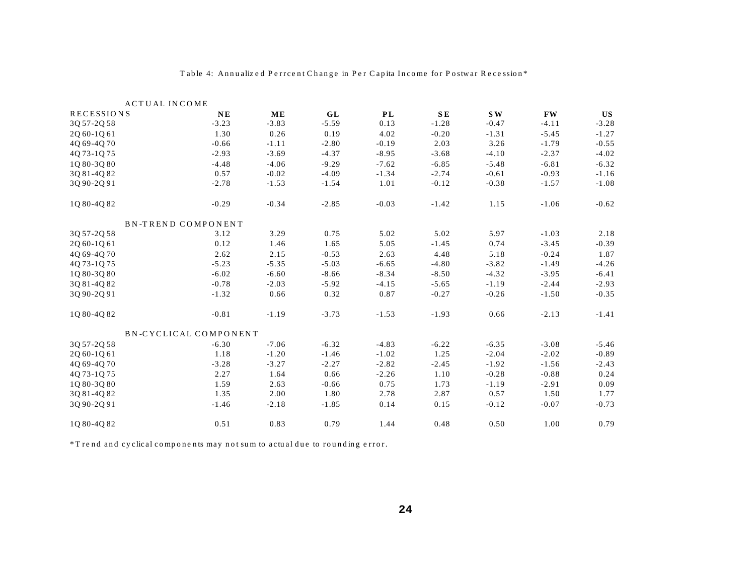Table 4: Annualized Perrcent Change in Per Capita Income for Postwar Recession*

| RECESSIONS | NE | ME | GL | PL | SE | SW | FW | US |
|---|---|---|---|---|---|---|---|---|
| ACTUAL INCOME | | | | | | | | |
| 3Q57-2Q58 | -3.23 | -3.83 | -5.59 | 0.13 | -1.28 | -0.47 | -4.11 | -3.28 |
| 2Q60-1Q61 | 1.30 | 0.26 | 0.19 | 4.02 | -0.20 | -1.31 | -5.45 | -1.27 |
| 4Q69-4Q70 | -0.66 | -1.11 | -2.80 | -0.19 | 2.03 | 3.26 | -1.79 | -0.55 |
| 4Q73-1Q75 | -2.93 | -3.69 | -4.37 | -8.95 | -3.68 | -4.10 | -2.37 | -4.02 |
| 1Q80-3Q80 | -4.48 | -4.06 | -9.29 | -7.62 | -6.85 | -5.48 | -6.81 | -6.32 |
| 3Q81-4Q82 | 0.57 | -0.02 | -4.09 | -1.34 | -2.74 | -0.61 | -0.93 | -1.16 |
| 3Q90-2Q91 | -2.78 | -1.53 | -1.54 | 1.01 | -0.12 | -0.38 | -1.57 | -1.08 |
| 1Q80-4Q82 | -0.29 | -0.34 | -2.85 | -0.03 | -1.42 | 1.15 | -1.06 | -0.62 |
| BN-TREND COMPONENT | | | | | | | | |
| 3Q57-2Q58 | 3.12 | 3.29 | 0.75 | 5.02 | 5.02 | 5.97 | -1.03 | 2.18 |
| 2Q60-1Q61 | 0.12 | 1.46 | 1.65 | 5.05 | -1.45 | 0.74 | -3.45 | -0.39 |
| 4Q69-4Q70 | 2.62 | 2.15 | -0.53 | 2.63 | 4.48 | 5.18 | -0.24 | 1.87 |
| 4Q73-1Q75 | -5.23 | -5.35 | -5.03 | -6.65 | -4.80 | -3.82 | -1.49 | -4.26 |
| 1Q80-3Q80 | -6.02 | -6.60 | -8.66 | -8.34 | -8.50 | -4.32 | -3.95 | -6.41 |
| 3Q81-4Q82 | -0.78 | -2.03 | -5.92 | -4.15 | -5.65 | -1.19 | -2.44 | -2.93 |
| 3Q90-2Q91 | -1.32 | 0.66 | 0.32 | 0.87 | -0.27 | -0.26 | -1.50 | -0.35 |
| 1Q80-4Q82 | -0.81 | -1.19 | -3.73 | -1.53 | -1.93 | 0.66 | -2.13 | -1.41 |
| BN-CYCLICAL COMPONENT | | | | | | | | |
| 3Q57-2Q58 | -6.30 | -7.06 | -6.32 | -4.83 | -6.22 | -6.35 | -3.08 | -5.46 |
| 2Q60-1Q61 | 1.18 | -1.20 | -1.46 | -1.02 | 1.25 | -2.04 | -2.02 | -0.89 |
| 4Q69-4Q70 | -3.28 | -3.27 | -2.27 | -2.82 | -2.45 | -1.92 | -1.56 | -2.43 |
| 4Q73-1Q75 | 2.27 | 1.64 | 0.66 | -2.26 | 1.10 | -0.28 | -0.88 | 0.24 |
| 1Q80-3Q80 | 1.59 | 2.63 | -0.66 | 0.75 | 1.73 | -1.19 | -2.91 | 0.09 |
| 3Q81-4Q82 | 1.35 | 2.00 | 1.80 | 2.78 | 2.87 | 0.57 | 1.50 | 1.77 |
| 3Q90-2Q91 | -1.46 | -2.18 | -1.85 | 0.14 | 0.15 | -0.12 | -0.07 | -0.73 |
| 1Q80-4Q82 | 0.51 | 0.83 | 0.79 | 1.44 | 0.48 | 0.50 | 1.00 | 0.79 |

*Trend and cyclical components may not sum to actual due to rounding error.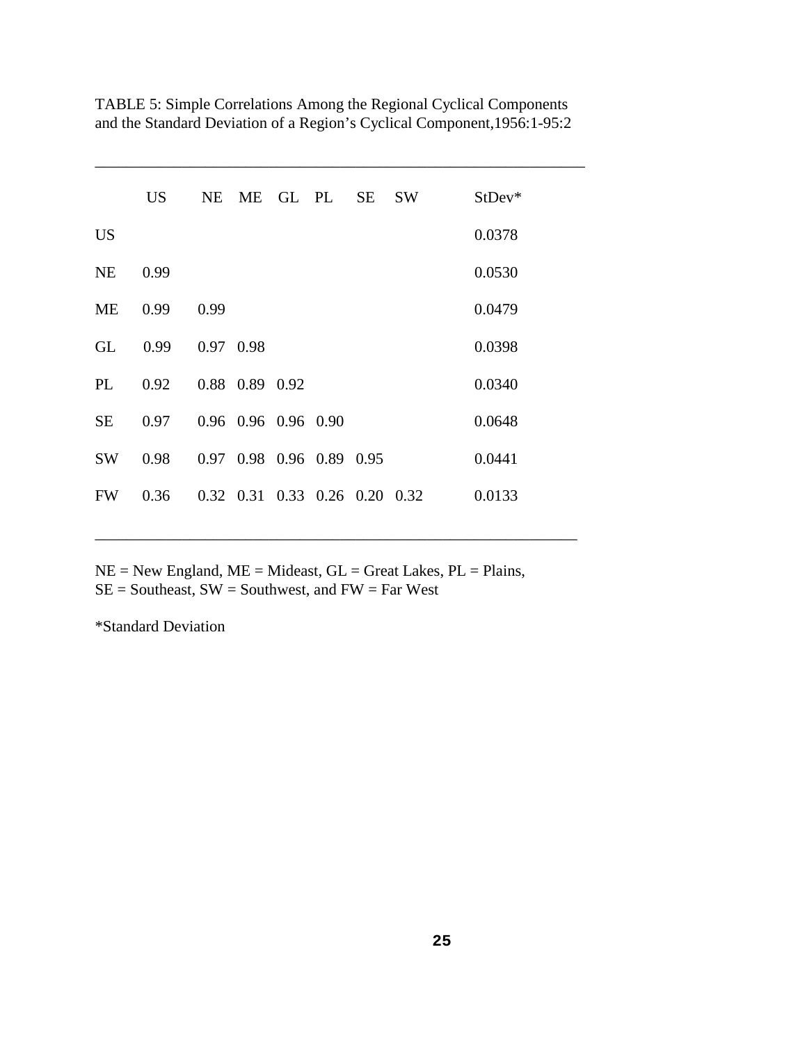TABLE 5: Simple Correlations Among the Regional Cyclical Components and the Standard Deviation of a Region's Cyclical Component,1956:1-95:2

| | US | NE | ME | GL | PL | SE | SW | StDev* |
|---|---|---|---|---|---|---|---|---|
| US | | | | | | | | 0.0378 |
| NE | 0.99 | | | | | | | 0.0530 |
| ME | 0.99 | 0.99 | | | | | | 0.0479 |
| GL | 0.99 | 0.97 | 0.98 | | | | | 0.0398 |
| PL | 0.92 | 0.88 | 0.89 | 0.92 | | | | 0.0340 |
| SE | 0.97 | 0.96 | 0.96 | 0.96 | 0.90 | | | 0.0648 |
| SW | 0.98 | 0.97 | 0.98 | 0.96 | 0.89 | 0.95 | | 0.0441 |
| FW | 0.36 | 0.32 | 0.31 | 0.33 | 0.26 | 0.20 | 0.32 | 0.0133 |

NE = New England, ME = Mideast, GL = Great Lakes, PL = Plains, SE = Southeast, SW = Southwest, and FW = Far West

*Standard Deviation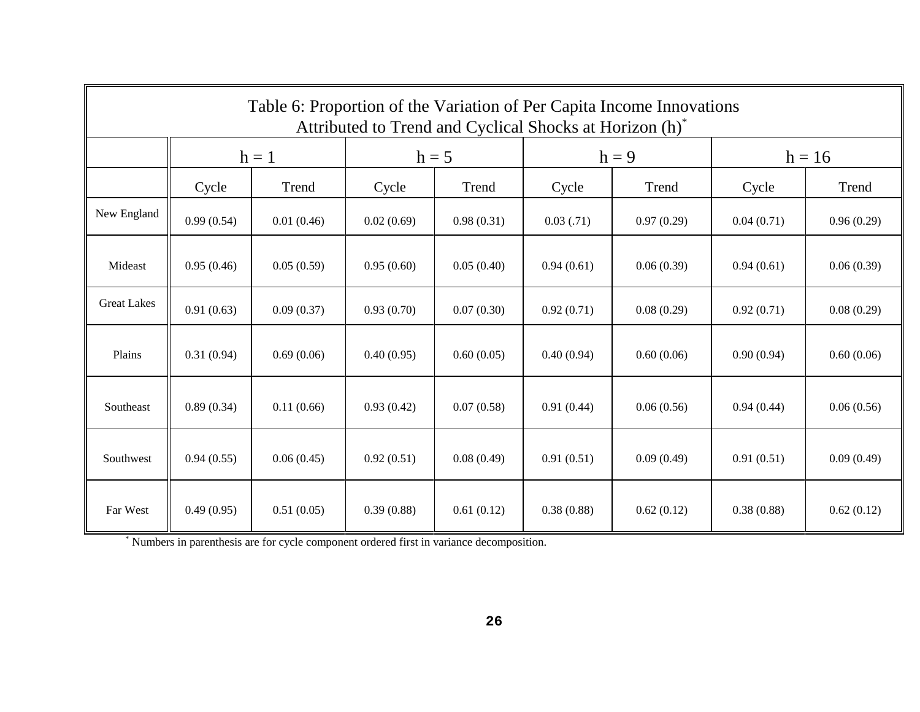Table 6: Proportion of the Variation of Per Capita Income Innovations Attributed to Trend and Cyclical Shocks at Horizon (h)*

| | h = 1 | | h = 5 | | h = 9 | | h = 16 | |
|---|---|---|---|---|---|---|---|---|
| | Cycle | Trend | Cycle | Trend | Cycle | Trend | Cycle | Trend |
| New England | 0.99 (0.54) | 0.01 (0.46) | 0.02 (0.69) | 0.98 (0.31) | 0.03 (.71) | 0.97 (0.29) | 0.04 (0.71) | 0.96 (0.29) |
| Mideast | 0.95 (0.46) | 0.05 (0.59) | 0.95 (0.60) | 0.05 (0.40) | 0.94 (0.61) | 0.06 (0.39) | 0.94 (0.61) | 0.06 (0.39) |
| Great Lakes | 0.91 (0.63) | 0.09 (0.37) | 0.93 (0.70) | 0.07 (0.30) | 0.92 (0.71) | 0.08 (0.29) | 0.92 (0.71) | 0.08 (0.29) |
| Plains | 0.31 (0.94) | 0.69 (0.06) | 0.40 (0.95) | 0.60 (0.05) | 0.40 (0.94) | 0.60 (0.06) | 0.90 (0.94) | 0.60 (0.06) |
| Southeast | 0.89 (0.34) | 0.11 (0.66) | 0.93 (0.42) | 0.07 (0.58) | 0.91 (0.44) | 0.06 (0.56) | 0.94 (0.44) | 0.06 (0.56) |
| Southwest | 0.94 (0.55) | 0.06 (0.45) | 0.92 (0.51) | 0.08 (0.49) | 0.91 (0.51) | 0.09 (0.49) | 0.91 (0.51) | 0.09 (0.49) |
| Far West | 0.49 (0.95) | 0.51 (0.05) | 0.39 (0.88) | 0.61 (0.12) | 0.38 (0.88) | 0.62 (0.12) | 0.38 (0.88) | 0.62 (0.12) |

* Numbers in parenthesis are for cycle component ordered first in variance decomposition.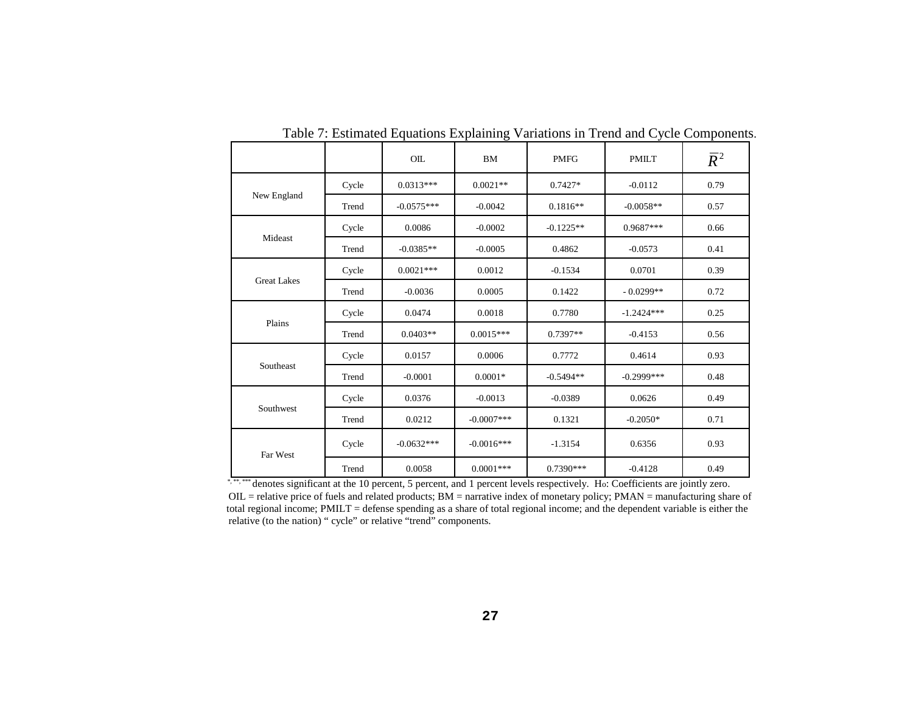Table 7: Estimated Equations Explaining Variations in Trend and Cycle Components.

| | | OIL | BM | PMFG | PMILT | $\overline{R}^2$ |
|---|---|---|---|---|---|---|
| New England | Cycle | 0.0313*** | 0.0021** | 0.7427* | -0.0112 | 0.79 |
| | Trend | -0.0575*** | -0.0042 | 0.1816** | -0.0058** | 0.57 |
| Mideast | Cycle | 0.0086 | -0.0002 | -0.1225** | 0.9687*** | 0.66 |
| | Trend | -0.0385** | -0.0005 | 0.4862 | -0.0573 | 0.41 |
| Great Lakes | Cycle | 0.0021*** | 0.0012 | -0.1534 | 0.0701 | 0.39 |
| | Trend | -0.0036 | 0.0005 | 0.1422 | - 0.0299** | 0.72 |
| Plains | Cycle | 0.0474 | 0.0018 | 0.7780 | -1.2424*** | 0.25 |
| | Trend | 0.0403** | 0.0015*** | 0.7397** | -0.4153 | 0.56 |
| Southeast | Cycle | 0.0157 | 0.0006 | 0.7772 | 0.4614 | 0.93 |
| | Trend | -0.0001 | 0.0001* | -0.5494** | -0.2999*** | 0.48 |
| Southwest | Cycle | 0.0376 | -0.0013 | -0.0389 | 0.0626 | 0.49 |
| | Trend | 0.0212 | -0.0007*** | 0.1321 | -0.2050* | 0.71 |
| Far West | Cycle | -0.0632*** | -0.0016*** | -1.3154 | 0.6356 | 0.93 |
| | Trend | 0.0058 | 0.0001*** | 0.7390*** | -0.4128 | 0.49 |

*, **, *** denotes significant at the 10 percent, 5 percent, and 1 percent levels respectively. $H_0$: Coefficients are jointly zero.
OIL = relative price of fuels and related products; BM = narrative index of monetary policy; PMAN = manufacturing share of total regional income; PMILT = defense spending as a share of total regional income; and the dependent variable is either the relative (to the nation) " cycle" or relative "trend" components.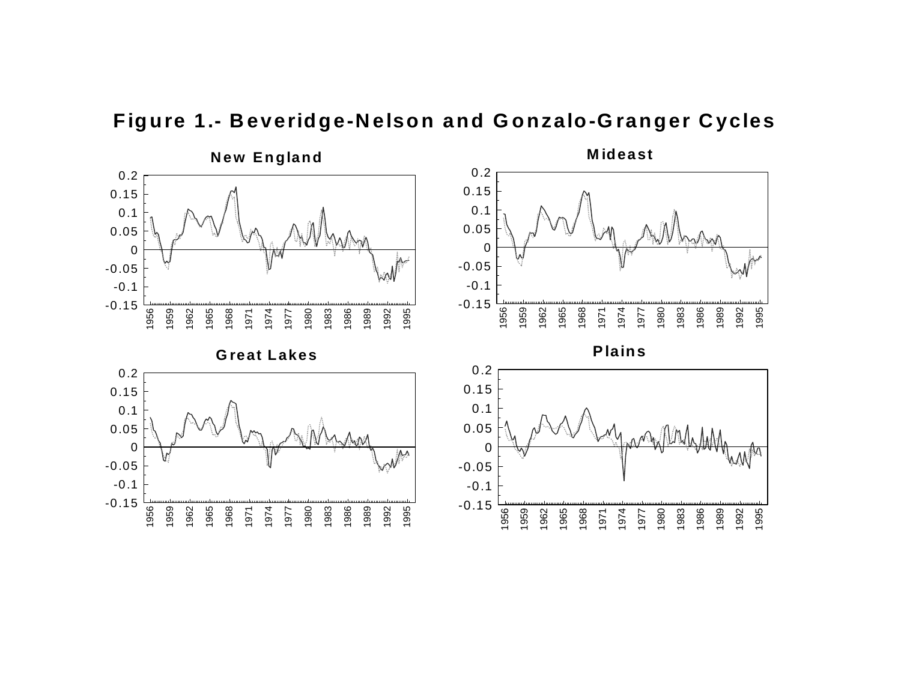# Figure 1.- Beveridge-Nelson and Gonzalo-Granger Cycles

New England

Mideast

Great Lakes

Plains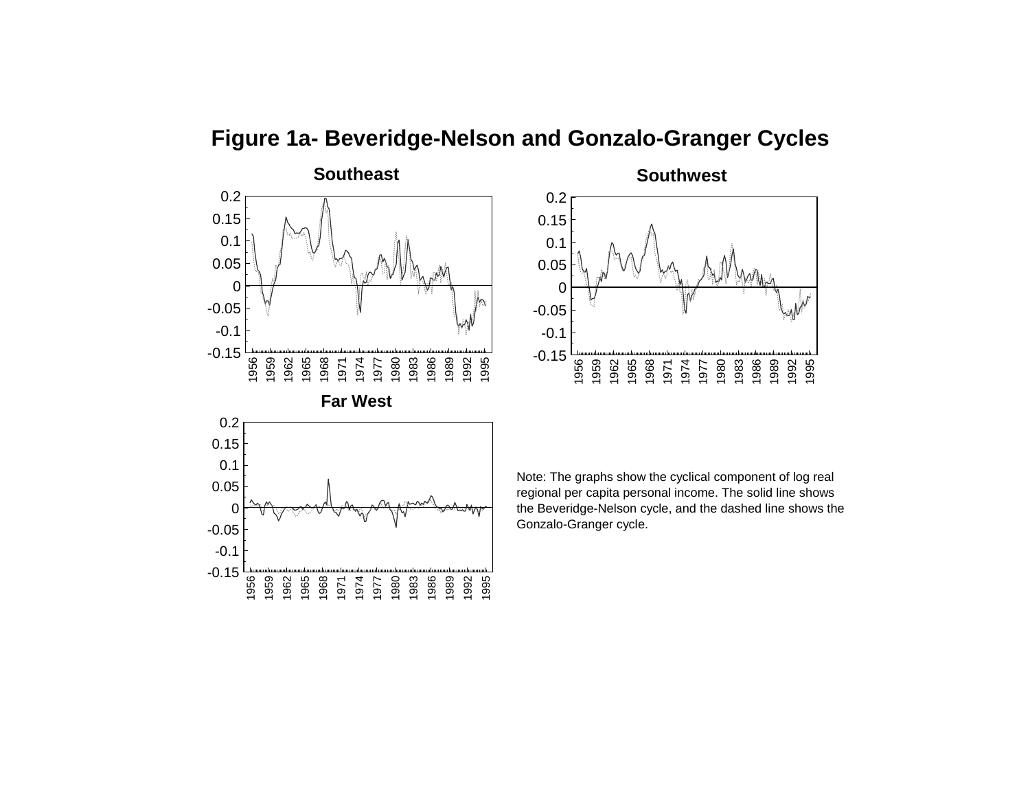# Figure 1a- Beveridge-Nelson and Gonzalo-Granger Cycles

Note: The graphs show the cyclical component of log real regional per capita personal income. The solid line shows the Beveridge-Nelson cycle, and the dashed line shows the Gonzalo-Granger cycle.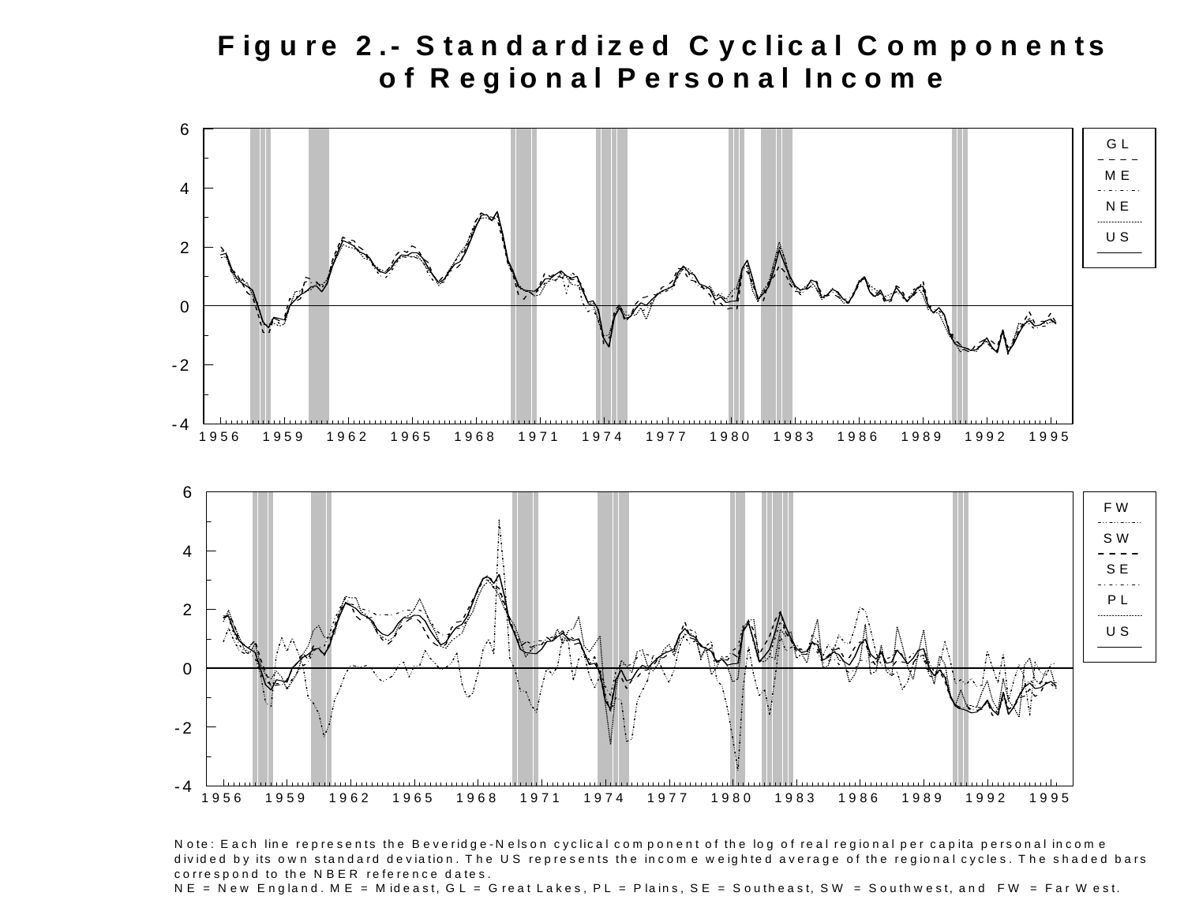# Figure 2.- Standardized Cyclical Components of Regional Personal Income

Note: Each line represents the Beveridge-Nelson cyclical component of the log of real regional per capita personal income divided by its own standard deviation. The US represents the income weighted average of the regional cycles. The shaded bars correspond to the NBER reference dates.
NE = New England. ME = Mideast, GL = Great Lakes, PL = Plains, SE = Southeast, SW = Southwest, and FW = Far West.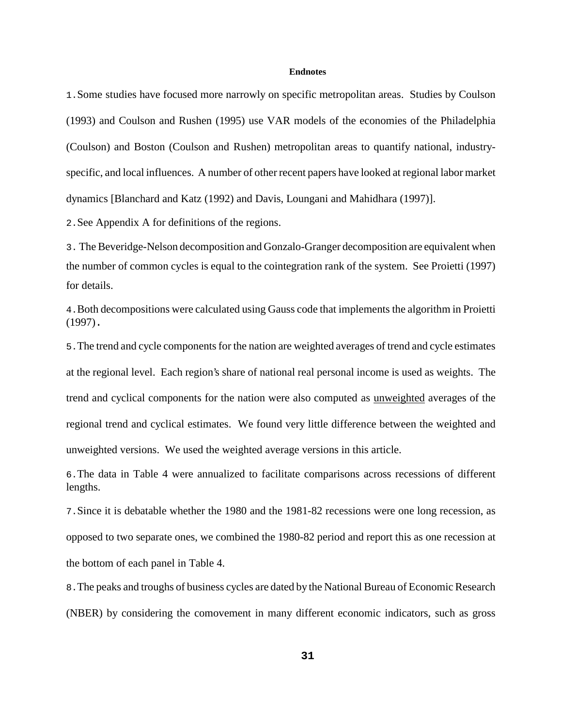## Endnotes

1. Some studies have focused more narrowly on specific metropolitan areas. Studies by Coulson (1993) and Coulson and Rushen (1995) use VAR models of the economies of the Philadelphia (Coulson) and Boston (Coulson and Rushen) metropolitan areas to quantify national, industry-specific, and local influences. A number of other recent papers have looked at regional labor market dynamics [Blanchard and Katz (1992) and Davis, Loungani and Mahidhara (1997)].

2. See Appendix A for definitions of the regions.

3. The Beveridge-Nelson decomposition and Gonzalo-Granger decomposition are equivalent when the number of common cycles is equal to the cointegration rank of the system. See Proietti (1997) for details.

4. Both decompositions were calculated using Gauss code that implements the algorithm in Proietti (1997).

5. The trend and cycle components for the nation are weighted averages of trend and cycle estimates at the regional level. Each region's share of national real personal income is used as weights. The trend and cyclical components for the nation were also computed as <u>unweighted</u> averages of the regional trend and cyclical estimates. We found very little difference between the weighted and unweighted versions. We used the weighted average versions in this article.

6. The data in Table 4 were annualized to facilitate comparisons across recessions of different lengths.

7. Since it is debatable whether the 1980 and the 1981-82 recessions were one long recession, as opposed to two separate ones, we combined the 1980-82 period and report this as one recession at the bottom of each panel in Table 4.

8. The peaks and troughs of business cycles are dated by the National Bureau of Economic Research (NBER) by considering the comovement in many different economic indicators, such as gross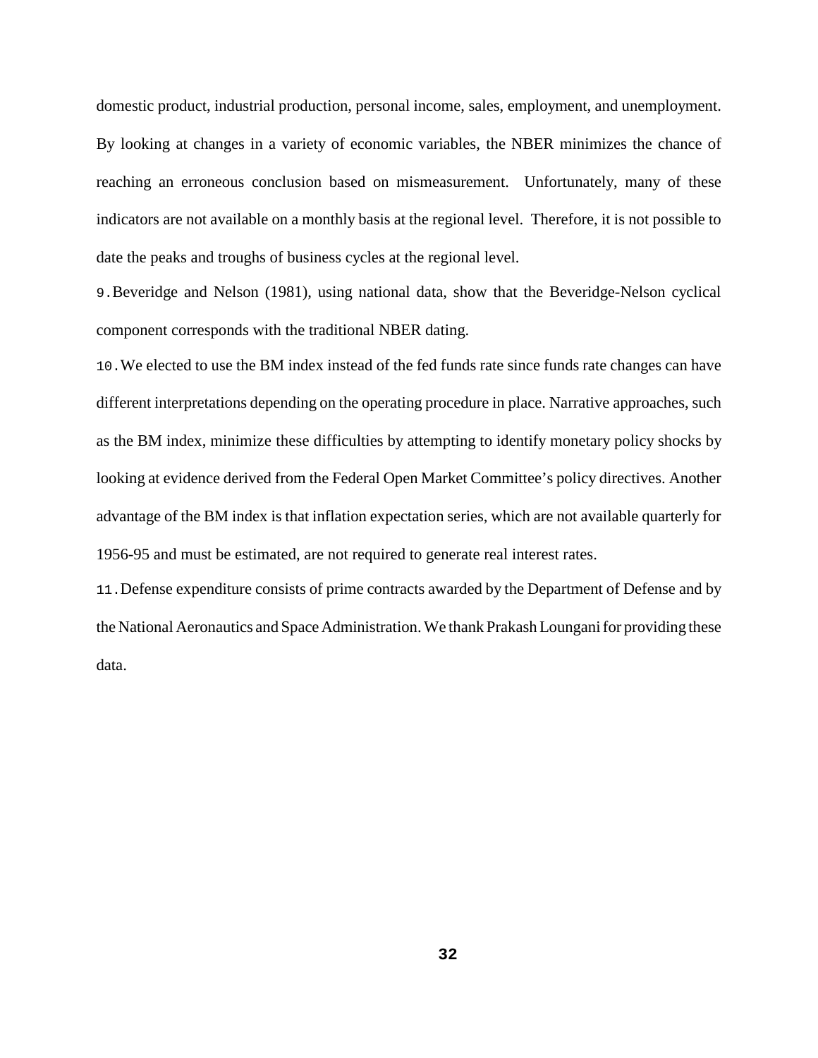domestic product, industrial production, personal income, sales, employment, and unemployment. By looking at changes in a variety of economic variables, the NBER minimizes the chance of reaching an erroneous conclusion based on mismeasurement. Unfortunately, many of these indicators are not available on a monthly basis at the regional level. Therefore, it is not possible to date the peaks and troughs of business cycles at the regional level.

9. Beveridge and Nelson (1981), using national data, show that the Beveridge-Nelson cyclical component corresponds with the traditional NBER dating.

10. We elected to use the BM index instead of the fed funds rate since funds rate changes can have different interpretations depending on the operating procedure in place. Narrative approaches, such as the BM index, minimize these difficulties by attempting to identify monetary policy shocks by looking at evidence derived from the Federal Open Market Committee's policy directives. Another advantage of the BM index is that inflation expectation series, which are not available quarterly for 1956-95 and must be estimated, are not required to generate real interest rates.

11. Defense expenditure consists of prime contracts awarded by the Department of Defense and by the National Aeronautics and Space Administration. We thank Prakash Loungani for providing these data.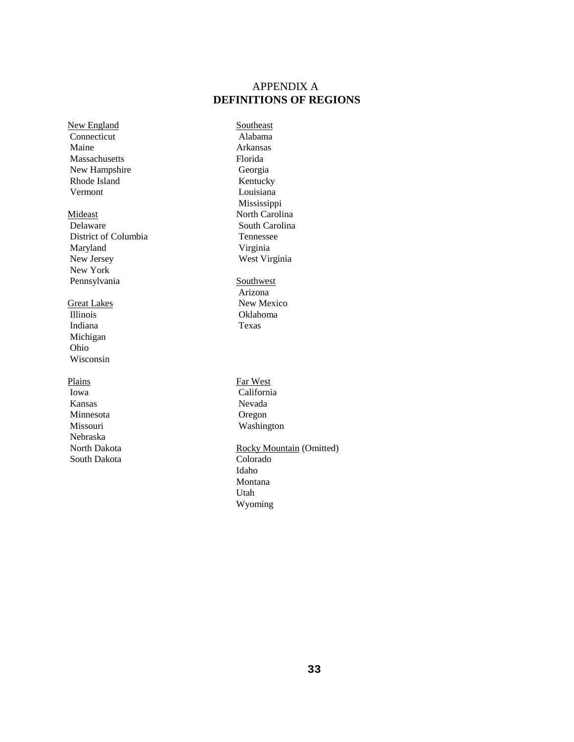# APPENDIX A
## DEFINITIONS OF REGIONS

<u>New England</u>
Connecticut
Maine
Massachusetts
New Hampshire
Rhode Island
Vermont

<u>Mideast</u>
Delaware
District of Columbia
Maryland
New Jersey
New York
Pennsylvania

<u>Great Lakes</u>
Illinois
Indiana
Michigan
Ohio
Wisconsin

<u>Plains</u>
Iowa
Kansas
Minnesota
Missouri
Nebraska
North Dakota
South Dakota

<u>Southeast</u>
Alabama
Arkansas
Florida
Georgia
Kentucky
Louisiana
Mississippi
North Carolina
South Carolina
Tennessee
Virginia
West Virginia

<u>Southwest</u>
Arizona
New Mexico
Oklahoma
Texas

<u>Far West</u>
California
Nevada
Oregon
Washington

<u>Rocky Mountain</u> (Omitted)
Colorado
Idaho
Montana
Utah
Wyoming